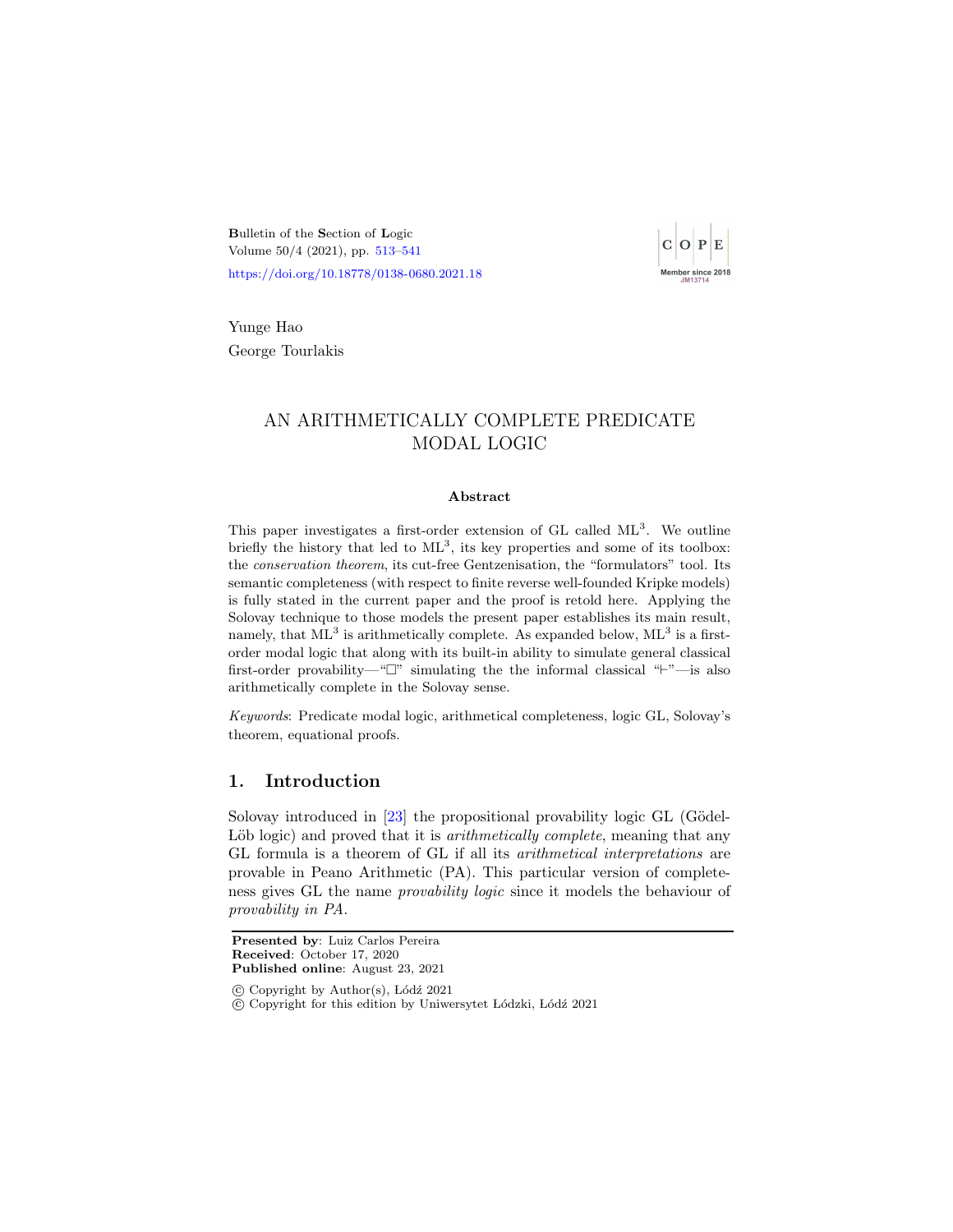Yunge Hao
George Tourlakis

# AN ARITHMETICALLY COMPLETE PREDICATE MODAL LOGIC

**Abstract**

This paper investigates a first-order extension of GL called $ML^3$. We outline briefly the history that led to $ML^3$, its key properties and some of its toolbox: the *conservation theorem*, its cut-free Gentzenisation, the "formulators" tool. Its semantic completeness (with respect to finite reverse well-founded Kripke models) is fully stated in the current paper and the proof is retold here. Applying the Solovay technique to those models the present paper establishes its main result, namely, that $ML^3$ is arithmetically complete. As expanded below, $ML^3$ is a first-order modal logic that along with its built-in ability to simulate general classical first-order provability—"$\Box$" simulating the the informal classical "$\vdash$"—is also arithmetically complete in the Solovay sense.

*Keywords*: Predicate modal logic, arithmetical completeness, logic GL, Solovay's theorem, equational proofs.

## 1. Introduction

Solovay introduced in [23] the propositional provability logic GL (Gödel-Löb logic) and proved that it is *arithmetically complete*, meaning that any GL formula is a theorem of GL if all its *arithmetical interpretations* are provable in Peano Arithmetic (PA). This particular version of completeness gives GL the name *provability logic* since it models the behaviour of *provability in PA*.

**Presented by**: Luiz Carlos Pereira
**Received**: October 17, 2020
**Published online**: August 23, 2021

© Copyright by Author(s), Łódź 2021
© Copyright for this edition by Uniwersytet Łódzki, Łódź 2021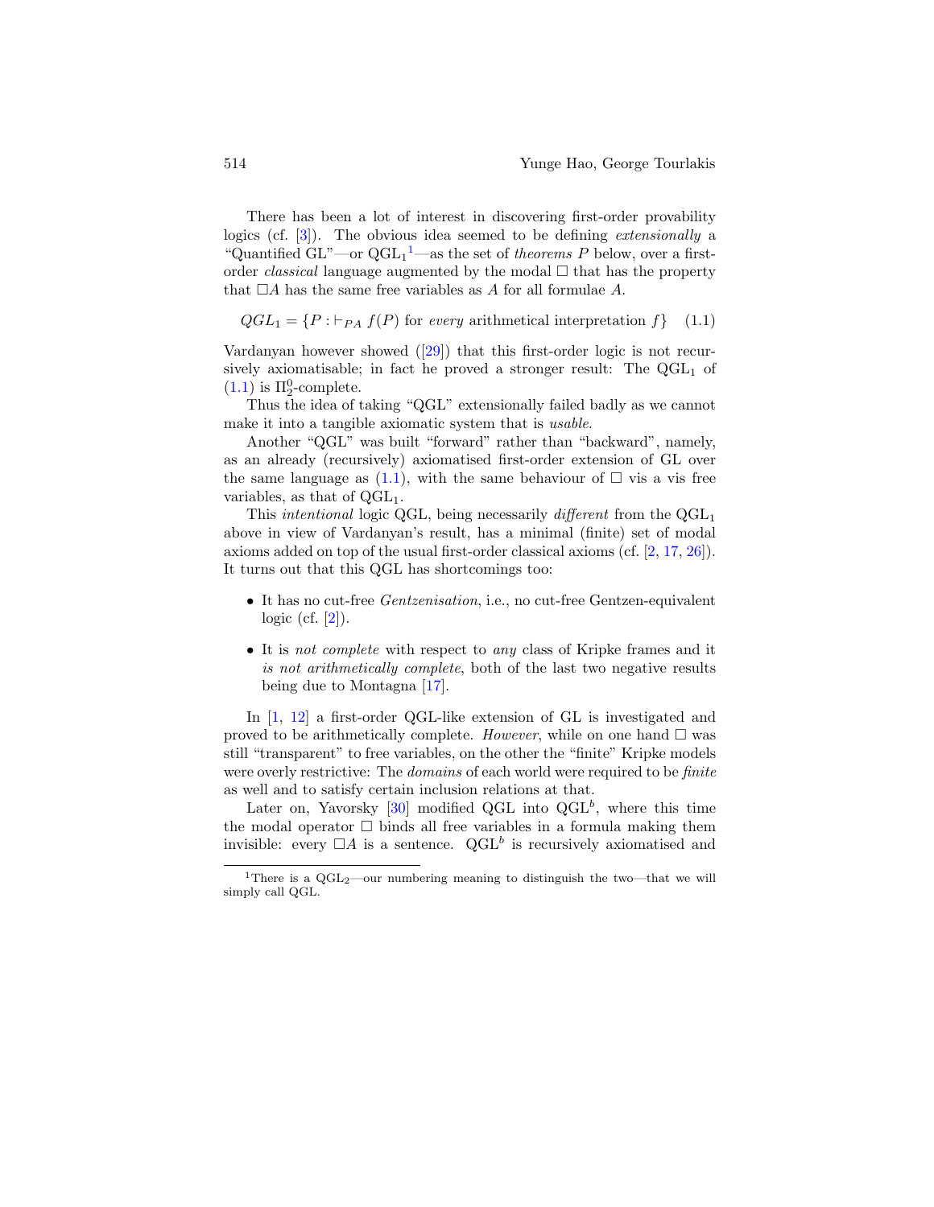There has been a lot of interest in discovering first-order provability logics (cf. [3]). The obvious idea seemed to be defining *extensionally* a "Quantified GL"—or $\mathrm{QGL}_1$[1]—as the set of *theorems* $P$ below, over a first-order *classical* language augmented by the modal $\Box$ that has the property that $\Box A$ has the same free variables as $A$ for all formulae $A$.

$$QGL_1 = \{P : \vdash_{PA} f(P) \text{ for } \textit{every} \text{ arithmetical interpretation } f\} \quad (1.1)$$

Vardanyan however showed ([29]) that this first-order logic is not recursively axiomatisable; in fact he proved a stronger result: The $\mathrm{QGL}_1$ of (1.1) is $\Pi^0_2$-complete.

Thus the idea of taking "QGL" extensionally failed badly as we cannot make it into a tangible axiomatic system that is *usable*.

Another "QGL" was built "forward" rather than "backward", namely, as an already (recursively) axiomatised first-order extension of GL over the same language as (1.1), with the same behaviour of $\Box$ vis a vis free variables, as that of $\mathrm{QGL}_1$.

This *intentional* logic QGL, being necessarily *different* from the $\mathrm{QGL}_1$ above in view of Vardanyan's result, has a minimal (finite) set of modal axioms added on top of the usual first-order classical axioms (cf. [2, 17, 26]). It turns out that this QGL has shortcomings too:

- It has no cut-free *Gentzenisation*, i.e., no cut-free Gentzen-equivalent logic (cf. [2]).
- It is *not complete* with respect to *any* class of Kripke frames and it *is not arithmetically complete*, both of the last two negative results being due to Montagna [17].

In [1, 12] a first-order QGL-like extension of GL is investigated and proved to be arithmetically complete. *However*, while on one hand $\Box$ was still "transparent" to free variables, on the other the "finite" Kripke models were overly restrictive: The *domains* of each world were required to be *finite* as well and to satisfy certain inclusion relations at that.

Later on, Yavorsky [30] modified QGL into $\mathrm{QGL}^b$, where this time the modal operator $\Box$ binds all free variables in a formula making them invisible: every $\Box A$ is a sentence. $\mathrm{QGL}^b$ is recursively axiomatised and

[1] There is a $\mathrm{QGL}_2$—our numbering meaning to distinguish the two—that we will simply call QGL.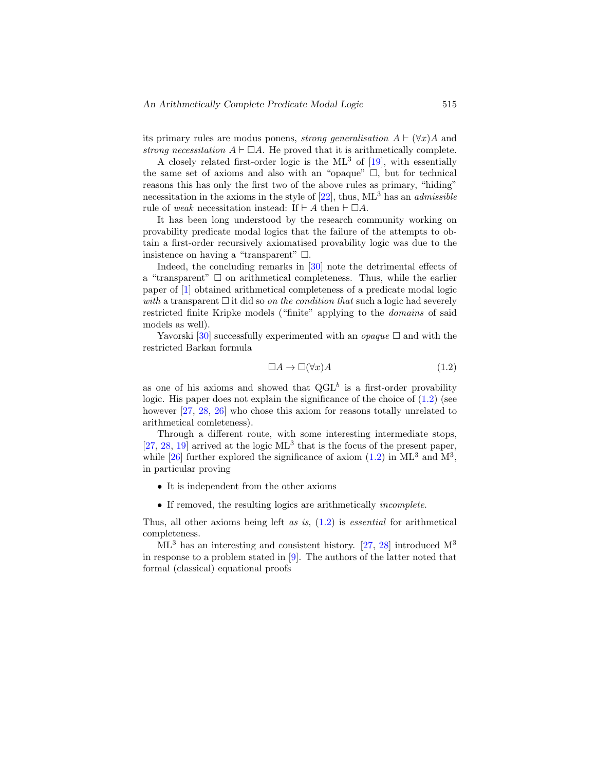its primary rules are modus ponens, *strong generalisation* $A \vdash (\forall x)A$ and *strong necessitation* $A \vdash \Box A$. He proved that it is arithmetically complete.

A closely related first-order logic is the $\mathrm{ML}^3$ of [19], with essentially the same set of axioms and also with an "opaque" $\Box$, but for technical reasons this has only the first two of the above rules as primary, "hiding" necessitation in the axioms in the style of [22], thus, $\mathrm{ML}^3$ has an *admissible* rule of *weak* necessitation instead: If $\vdash A$ then $\vdash \Box A$.

It has been long understood by the research community working on provability predicate modal logics that the failure of the attempts to obtain a first-order recursively axiomatised provability logic was due to the insistence on having a "transparent" $\Box$.

Indeed, the concluding remarks in [30] note the detrimental effects of a "transparent" $\Box$ on arithmetical completeness. Thus, while the earlier paper of [1] obtained arithmetical completeness of a predicate modal logic *with* a transparent $\Box$ it did so *on the condition that* such a logic had severely restricted finite Kripke models ("finite" applying to the *domains* of said models as well).

Yavorski [30] successfully experimented with an *opaque* $\Box$ and with the restricted Barkan formula

$$\Box A \to \Box(\forall x)A \tag{1.2}$$

as one of his axioms and showed that $\mathrm{QGL}^b$ is a first-order provability logic. His paper does not explain the significance of the choice of (1.2) (see however [27, 28, 26] who chose this axiom for reasons totally unrelated to arithmetical comleteness).

Through a different route, with some interesting intermediate stops, [27, 28, 19] arrived at the logic $\mathrm{ML}^3$ that is the focus of the present paper, while [26] further explored the significance of axiom (1.2) in $\mathrm{ML}^3$ and $\mathrm{M}^3$, in particular proving

- It is independent from the other axioms
- If removed, the resulting logics are arithmetically *incomplete*.

Thus, all other axioms being left *as is*, (1.2) is *essential* for arithmetical completeness.

$\mathrm{ML}^3$ has an interesting and consistent history. [27, 28] introduced $\mathrm{M}^3$ in response to a problem stated in [9]. The authors of the latter noted that formal (classical) equational proofs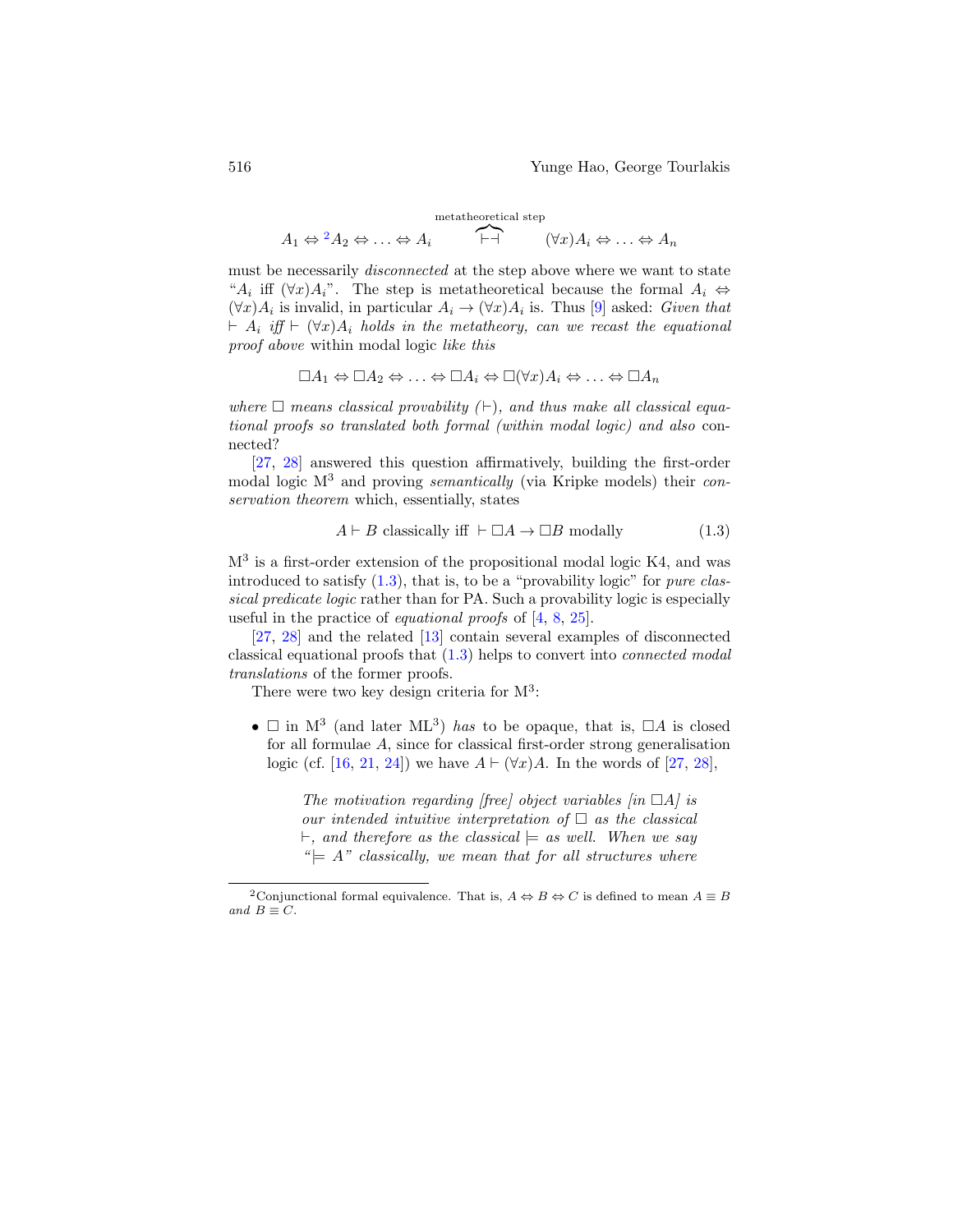$$A_1 \Leftrightarrow {}^{2} A_2 \Leftrightarrow \ldots \Leftrightarrow A_i \qquad \overbrace{\vdash\dashv}^{\text{metatheoretical step}} \qquad (\forall x)A_i \Leftrightarrow \ldots \Leftrightarrow A_n$$

must be necessarily *disconnected* at the step above where we want to state "$A_i$ iff $(\forall x)A_i$". The step is metatheoretical because the formal $A_i \Leftrightarrow (\forall x)A_i$ is invalid, in particular $A_i \to (\forall x)A_i$ is. Thus [9] asked: *Given that* $\vdash A_i$ *iff* $\vdash (\forall x)A_i$ *holds in the metatheory, can we recast the equational proof above* within modal logic *like this*

$$\Box A_1 \Leftrightarrow \Box A_2 \Leftrightarrow \ldots \Leftrightarrow \Box A_i \Leftrightarrow \Box(\forall x)A_i \Leftrightarrow \ldots \Leftrightarrow \Box A_n$$

*where* $\Box$ *means classical provability* ($\vdash$)*, and thus make all classical equational proofs so translated both formal (within modal logic) and also* connected?

[27, 28] answered this question affirmatively, building the first-order modal logic $\mathrm{M}^3$ and proving *semantically* (via Kripke models) their *conservation theorem* which, essentially, states

$$A \vdash B \text{ classically iff } \vdash \Box A \to \Box B \text{ modally} \tag{1.3}$$

$\mathrm{M}^3$ is a first-order extension of the propositional modal logic K4, and was introduced to satisfy (1.3), that is, to be a "provability logic" for *pure classical predicate logic* rather than for PA. Such a provability logic is especially useful in the practice of *equational proofs* of [4, 8, 25].

[27, 28] and the related [13] contain several examples of disconnected classical equational proofs that (1.3) helps to convert into *connected modal translations* of the former proofs.

There were two key design criteria for $\mathrm{M}^3$:

- $\Box$ in $\mathrm{M}^3$ (and later $\mathrm{ML}^3$) *has* to be opaque, that is, $\Box A$ is closed for all formulae $A$, since for classical first-order strong generalisation logic (cf. [16, 21, 24]) we have $A \vdash (\forall x)A$. In the words of [27, 28],

  > *The motivation regarding [free] object variables [in $\Box A$] is our intended intuitive interpretation of $\Box$ as the classical $\vdash$, and therefore as the classical $\models$ as well. When we say "$\models A$" classically, we mean that for all structures where*

[2] Conjunctional formal equivalence. That is, $A \Leftrightarrow B \Leftrightarrow C$ is defined to mean $A \equiv B$ *and* $B \equiv C$.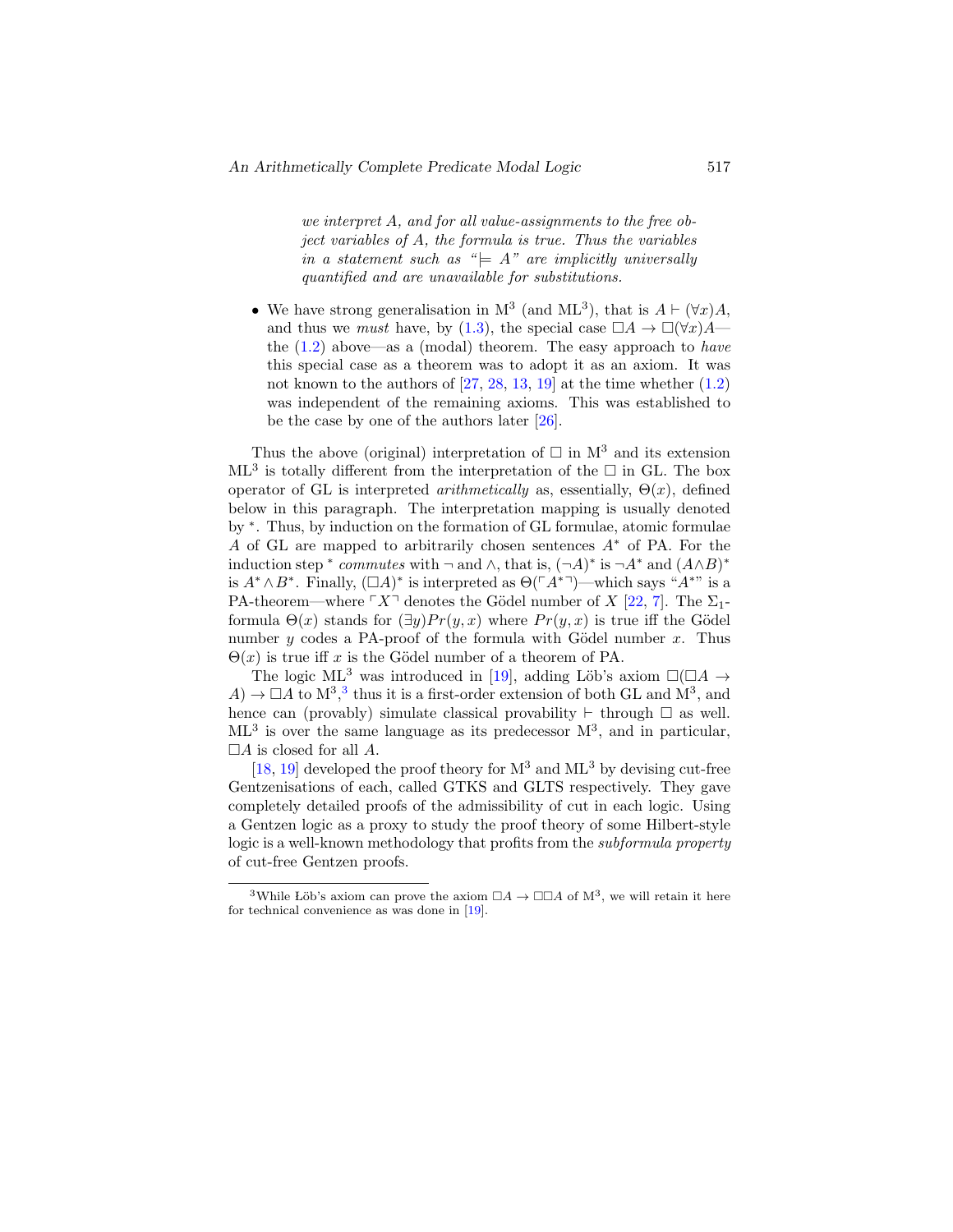*we interpret A, and for all value-assignments to the free object variables of A, the formula is true. Thus the variables in a statement such as "$\models A$" are implicitly universally quantified and are unavailable for substitutions.*

- We have strong generalisation in $M^3$ (and $ML^3$), that is $A \vdash (\forall x)A$, and thus we *must* have, by (1.3), the special case $\Box A \to \Box(\forall x)A$—the (1.2) above—as a (modal) theorem. The easy approach to *have* this special case as a theorem was to adopt it as an axiom. It was not known to the authors of [27, 28, 13, 19] at the time whether (1.2) was independent of the remaining axioms. This was established to be the case by one of the authors later [26].

Thus the above (original) interpretation of $\Box$ in $M^3$ and its extension $ML^3$ is totally different from the interpretation of the $\Box$ in GL. The box operator of GL is interpreted *arithmetically* as, essentially, $\Theta(x)$, defined below in this paragraph. The interpretation mapping is usually denoted by $^*$. Thus, by induction on the formation of GL formulae, atomic formulae $A$ of GL are mapped to arbitrarily chosen sentences $A^*$ of PA. For the induction step $^*$ *commutes* with $\neg$ and $\wedge$, that is, $(\neg A)^*$ is $\neg A^*$ and $(A \wedge B)^*$ is $A^* \wedge B^*$. Finally, $(\Box A)^*$ is interpreted as $\Theta(\ulcorner A^* \urcorner)$—which says "$A^*$" is a PA-theorem—where $\ulcorner X \urcorner$ denotes the Gödel number of $X$ [22, 7]. The $\Sigma_1$-formula $\Theta(x)$ stands for $(\exists y)Pr(y,x)$ where $Pr(y,x)$ is true iff the Gödel number $y$ codes a PA-proof of the formula with Gödel number $x$. Thus $\Theta(x)$ is true iff $x$ is the Gödel number of a theorem of PA.

The logic $ML^3$ was introduced in [19], adding Löb's axiom $\Box(\Box A \to A) \to \Box A$ to $M^3$,[3] thus it is a first-order extension of both GL and $M^3$, and hence can (provably) simulate classical provability $\vdash$ through $\Box$ as well. $ML^3$ is over the same language as its predecessor $M^3$, and in particular, $\Box A$ is closed for all $A$.

[18, 19] developed the proof theory for $M^3$ and $ML^3$ by devising cut-free Gentzenisations of each, called GTKS and GLTS respectively. They gave completely detailed proofs of the admissibility of cut in each logic. Using a Gentzen logic as a proxy to study the proof theory of some Hilbert-style logic is a well-known methodology that profits from the *subformula property* of cut-free Gentzen proofs.

[3] While Löb's axiom can prove the axiom $\Box A \to \Box\Box A$ of $M^3$, we will retain it here for technical convenience as was done in [19].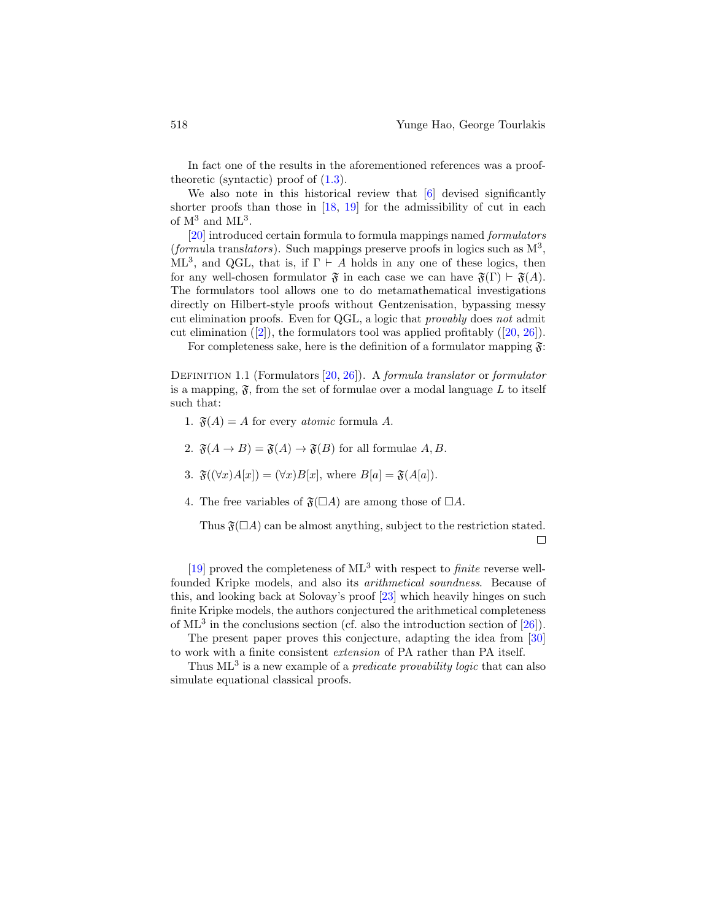In fact one of the results in the aforementioned references was a proof-theoretic (syntactic) proof of (1.3).

We also note in this historical review that [6] devised significantly shorter proofs than those in [18, 19] for the admissibility of cut in each of $\mathrm{M}^3$ and $\mathrm{ML}^3$.

[20] introduced certain formula to formula mappings named *formulators* (*formu*la trans*lators*). Such mappings preserve proofs in logics such as $\mathrm{M}^3$, $\mathrm{ML}^3$, and QGL, that is, if $\Gamma \vdash A$ holds in any one of these logics, then for any well-chosen formulator $\mathfrak{F}$ in each case we can have $\mathfrak{F}(\Gamma) \vdash \mathfrak{F}(A)$. The formulators tool allows one to do metamathematical investigations directly on Hilbert-style proofs without Gentzenisation, bypassing messy cut elimination proofs. Even for QGL, a logic that *provably* does *not* admit cut elimination ([2]), the formulators tool was applied profitably ([20, 26]).

For completeness sake, here is the definition of a formulator mapping $\mathfrak{F}$:

Definition 1.1 (Formulators [20, 26]). A *formula translator* or *formulator* is a mapping, $\mathfrak{F}$, from the set of formulae over a modal language $L$ to itself such that:

1. $\mathfrak{F}(A) = A$ for every *atomic* formula $A$.
2. $\mathfrak{F}(A \to B) = \mathfrak{F}(A) \to \mathfrak{F}(B)$ for all formulae $A, B$.
3. $\mathfrak{F}((\forall x)A[x]) = (\forall x)B[x]$, where $B[a] = \mathfrak{F}(A[a])$.
4. The free variables of $\mathfrak{F}(\Box A)$ are among those of $\Box A$.

   Thus $\mathfrak{F}(\Box A)$ can be almost anything, subject to the restriction stated. □

[19] proved the completeness of $\mathrm{ML}^3$ with respect to *finite* reverse well-founded Kripke models, and also its *arithmetical soundness*. Because of this, and looking back at Solovay's proof [23] which heavily hinges on such finite Kripke models, the authors conjectured the arithmetical completeness of $\mathrm{ML}^3$ in the conclusions section (cf. also the introduction section of [26]).

The present paper proves this conjecture, adapting the idea from [30] to work with a finite consistent *extension* of PA rather than PA itself.

Thus $\mathrm{ML}^3$ is a new example of a *predicate provability logic* that can also simulate equational classical proofs.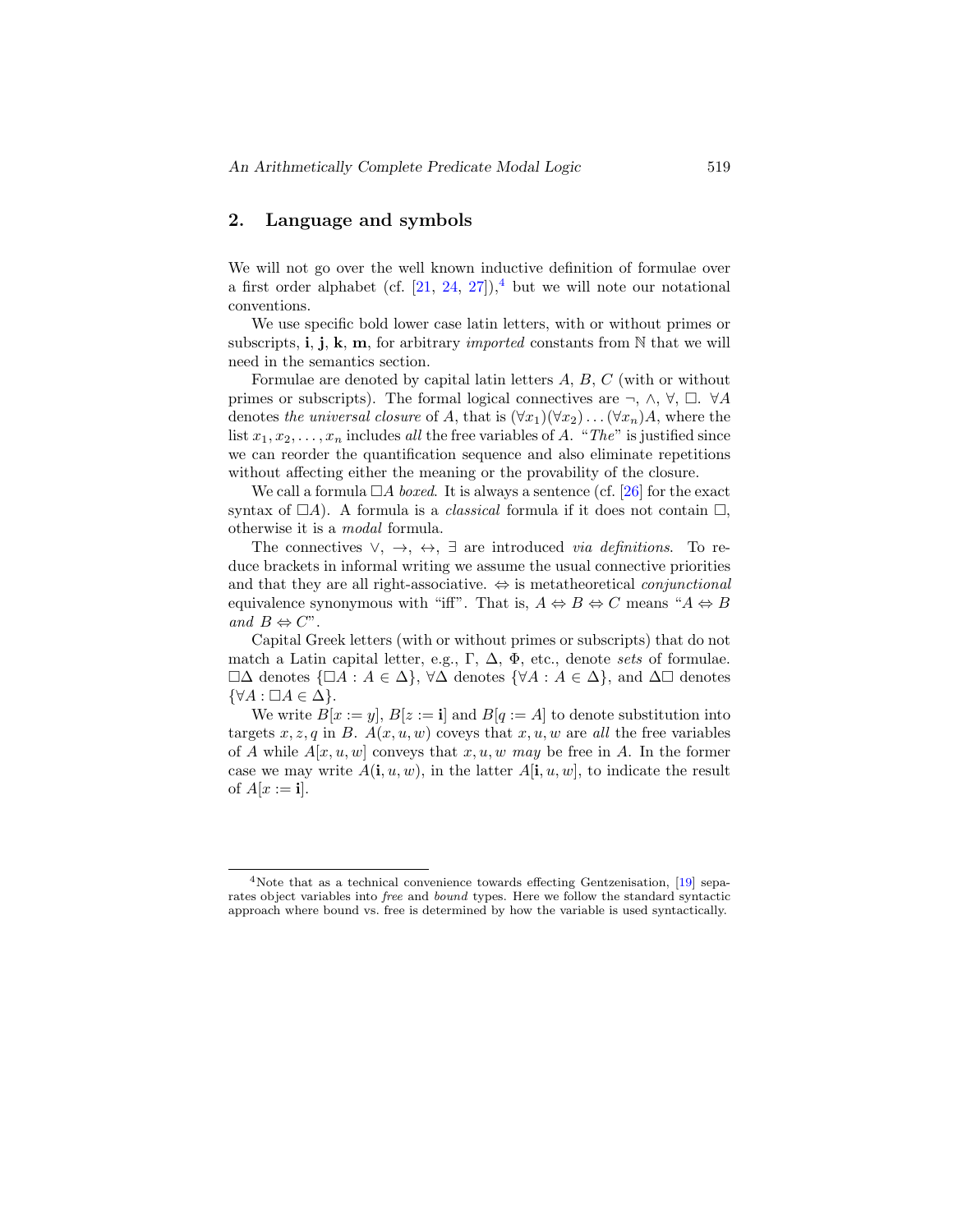## 2. Language and symbols

We will not go over the well known inductive definition of formulae over a first order alphabet (cf. [21, 24, 27]),[4] but we will note our notational conventions.

We use specific bold lower case latin letters, with or without primes or subscripts, $\mathbf{i}$, $\mathbf{j}$, $\mathbf{k}$, $\mathbf{m}$, for arbitrary *imported* constants from $\mathbb{N}$ that we will need in the semantics section.

Formulae are denoted by capital latin letters $A$, $B$, $C$ (with or without primes or subscripts). The formal logical connectives are $\neg$, $\wedge$, $\forall$, $\Box$. $\forall A$ denotes *the universal closure* of $A$, that is $(\forall x_1)(\forall x_2)\ldots(\forall x_n)A$, where the list $x_1, x_2, \ldots, x_n$ includes *all* the free variables of $A$. "*The*" is justified since we can reorder the quantification sequence and also eliminate repetitions without affecting either the meaning or the provability of the closure.

We call a formula $\Box A$ *boxed*. It is always a sentence (cf. [26] for the exact syntax of $\Box A$). A formula is a *classical* formula if it does not contain $\Box$, otherwise it is a *modal* formula.

The connectives $\vee$, $\rightarrow$, $\leftrightarrow$, $\exists$ are introduced *via definitions*. To reduce brackets in informal writing we assume the usual connective priorities and that they are all right-associative. $\Leftrightarrow$ is metatheoretical *conjunctional* equivalence synonymous with "iff". That is, $A \Leftrightarrow B \Leftrightarrow C$ means "$A \Leftrightarrow B$ *and* $B \Leftrightarrow C$".

Capital Greek letters (with or without primes or subscripts) that do not match a Latin capital letter, e.g., $\Gamma$, $\Delta$, $\Phi$, etc., denote *sets* of formulae. $\Box\Delta$ denotes $\{\Box A : A \in \Delta\}$, $\forall\Delta$ denotes $\{\forall A : A \in \Delta\}$, and $\Delta\Box$ denotes $\{\forall A : \Box A \in \Delta\}$.

We write $B[x := y]$, $B[z := \mathbf{i}]$ and $B[q := A]$ to denote substitution into targets $x, z, q$ in $B$. $A(x, u, w)$ coveys that $x, u, w$ are *all* the free variables of $A$ while $A[x, u, w]$ conveys that $x, u, w$ *may* be free in $A$. In the former case we may write $A(\mathbf{i}, u, w)$, in the latter $A[\mathbf{i}, u, w]$, to indicate the result of $A[x := \mathbf{i}]$.

[4] Note that as a technical convenience towards effecting Gentzenisation, [19] separates object variables into *free* and *bound* types. Here we follow the standard syntactic approach where bound vs. free is determined by how the variable is used syntactically.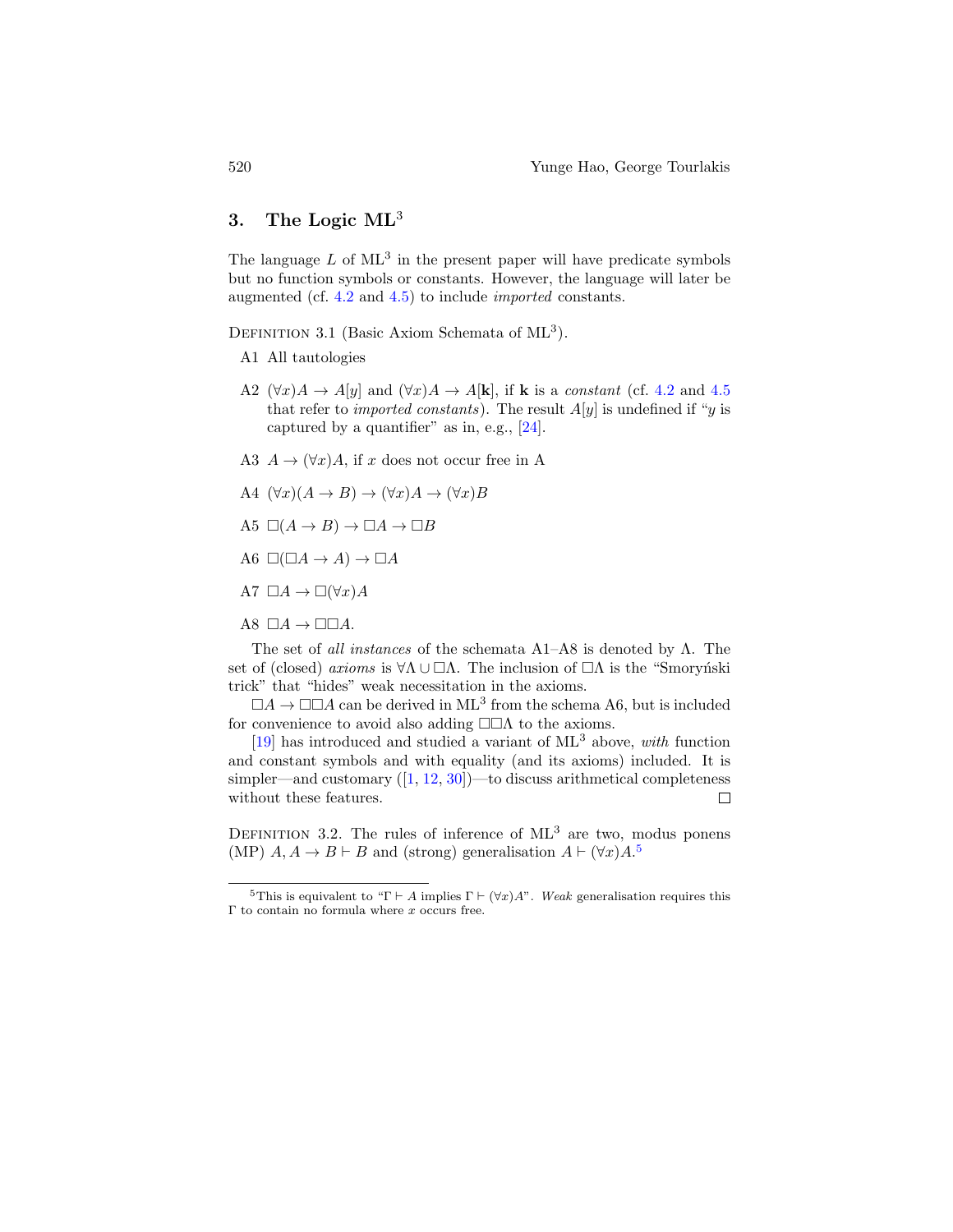## 3. The Logic $\mathrm{ML}^3$

The language $L$ of $\mathrm{ML}^3$ in the present paper will have predicate symbols but no function symbols or constants. However, the language will later be augmented (cf. 4.2 and 4.5) to include *imported* constants.

Definition 3.1 (Basic Axiom Schemata of $\mathrm{ML}^3$).

- A1 All tautologies
- A2 $(\forall x)A \to A[y]$ and $(\forall x)A \to A[\mathbf{k}]$, if $\mathbf{k}$ is a *constant* (cf. 4.2 and 4.5 that refer to *imported constants*). The result $A[y]$ is undefined if "$y$ is captured by a quantifier" as in, e.g., [24].
- A3 $A \to (\forall x)A$, if $x$ does not occur free in A
- A4 $(\forall x)(A \to B) \to (\forall x)A \to (\forall x)B$
- A5 $\Box(A \to B) \to \Box A \to \Box B$
- A6 $\Box(\Box A \to A) \to \Box A$
- A7 $\Box A \to \Box(\forall x)A$
- A8 $\Box A \to \Box\Box A$.

The set of *all instances* of the schemata A1–A8 is denoted by $\Lambda$. The set of (closed) *axioms* is $\forall\Lambda \cup \Box\Lambda$. The inclusion of $\Box\Lambda$ is the "Smoryński trick" that "hides" weak necessitation in the axioms.

$\Box A \to \Box\Box A$ can be derived in $\mathrm{ML}^3$ from the schema A6, but is included for convenience to avoid also adding $\Box\Box\Lambda$ to the axioms.

[19] has introduced and studied a variant of $\mathrm{ML}^3$ above, *with* function and constant symbols and with equality (and its axioms) included. It is simpler—and customary ([1, 12, 30])—to discuss arithmetical completeness without these features. □

Definition 3.2. The rules of inference of $\mathrm{ML}^3$ are two, modus ponens (MP) $A, A \to B \vdash B$ and (strong) generalisation $A \vdash (\forall x)A$.[5]

[5] This is equivalent to "$\Gamma \vdash A$ implies $\Gamma \vdash (\forall x)A$". *Weak* generalisation requires this $\Gamma$ to contain no formula where $x$ occurs free.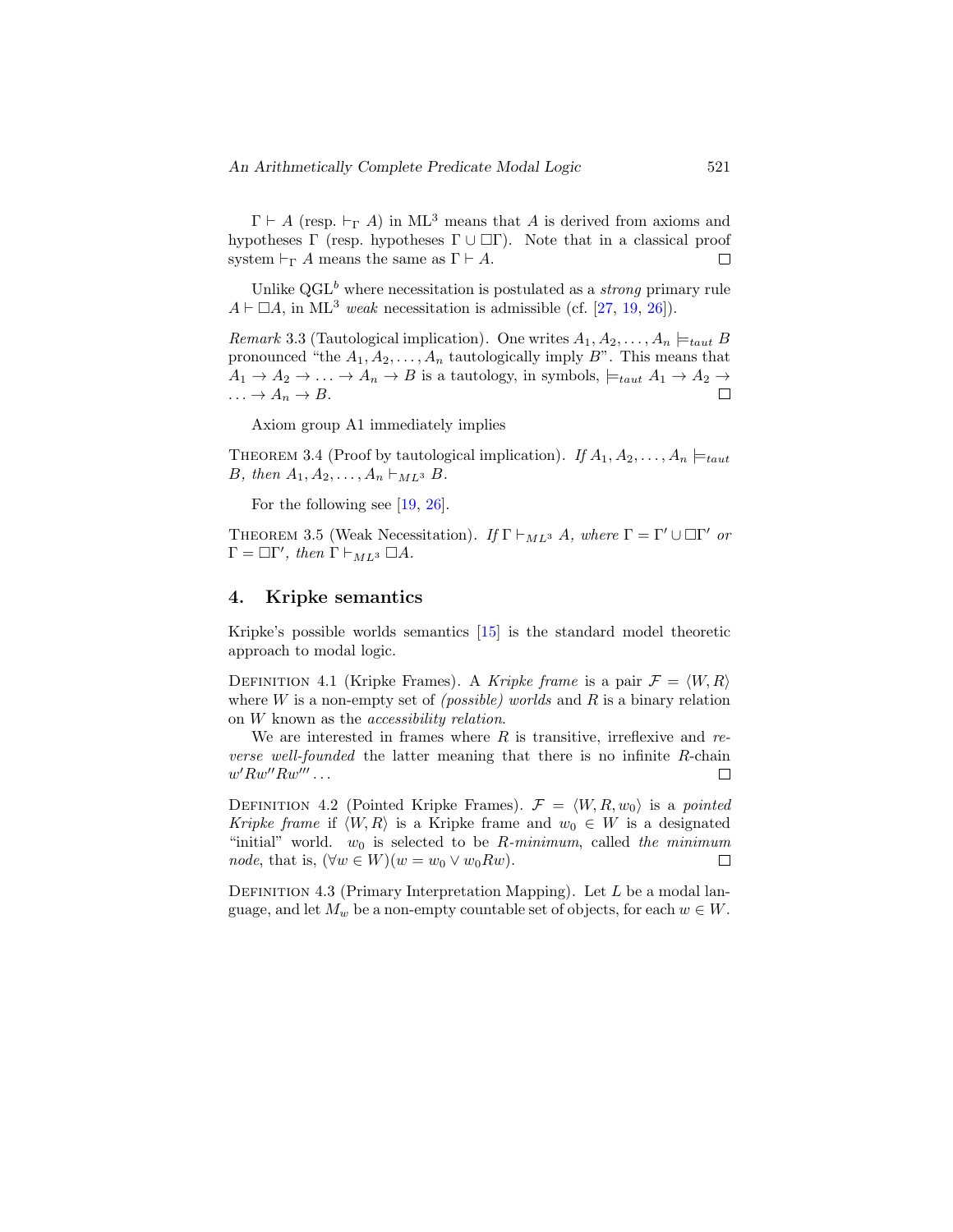$\Gamma \vdash A$ (resp. $\vdash_\Gamma A$) in $\mathrm{ML}^3$ means that $A$ is derived from axioms and hypotheses $\Gamma$ (resp. hypotheses $\Gamma \cup \Box\Gamma$). Note that in a classical proof system $\vdash_\Gamma A$ means the same as $\Gamma \vdash A$. □

Unlike $\mathrm{QGL}^b$ where necessitation is postulated as a *strong* primary rule $A \vdash \Box A$, in $\mathrm{ML}^3$ *weak* necessitation is admissible (cf. [27, 19, 26]).

*Remark* 3.3 (Tautological implication). One writes $A_1, A_2, \ldots, A_n \models_{taut} B$ pronounced "the $A_1, A_2, \ldots, A_n$ tautologically imply $B$". This means that $A_1 \to A_2 \to \ldots \to A_n \to B$ is a tautology, in symbols, $\models_{taut} A_1 \to A_2 \to \ldots \to A_n \to B$. □

Axiom group A1 immediately implies

Theorem 3.4 (Proof by tautological implication). *If* $A_1, A_2, \ldots, A_n \models_{taut} B$*, then* $A_1, A_2, \ldots, A_n \vdash_{ML^3} B$.

For the following see [19, 26].

Theorem 3.5 (Weak Necessitation). *If* $\Gamma \vdash_{ML^3} A$*, where* $\Gamma = \Gamma' \cup \Box\Gamma'$ *or* $\Gamma = \Box\Gamma'$*, then* $\Gamma \vdash_{ML^3} \Box A$.

## 4. Kripke semantics

Kripke's possible worlds semantics [15] is the standard model theoretic approach to modal logic.

Definition 4.1 (Kripke Frames). A *Kripke frame* is a pair $\mathcal{F} = \langle W, R\rangle$ where $W$ is a non-empty set of *(possible) worlds* and $R$ is a binary relation on $W$ known as the *accessibility relation*.

We are interested in frames where $R$ is transitive, irreflexive and *reverse well-founded* the latter meaning that there is no infinite $R$-chain $w' R w'' R w''' \ldots$ □

Definition 4.2 (Pointed Kripke Frames). $\mathcal{F} = \langle W, R, w_0\rangle$ is a *pointed Kripke frame* if $\langle W, R\rangle$ is a Kripke frame and $w_0 \in W$ is a designated "initial" world. $w_0$ is selected to be *R-minimum*, called *the minimum node*, that is, $(\forall w \in W)(w = w_0 \vee w_0 R w)$. □

Definition 4.3 (Primary Interpretation Mapping). Let $L$ be a modal language, and let $M_w$ be a non-empty countable set of objects, for each $w \in W$.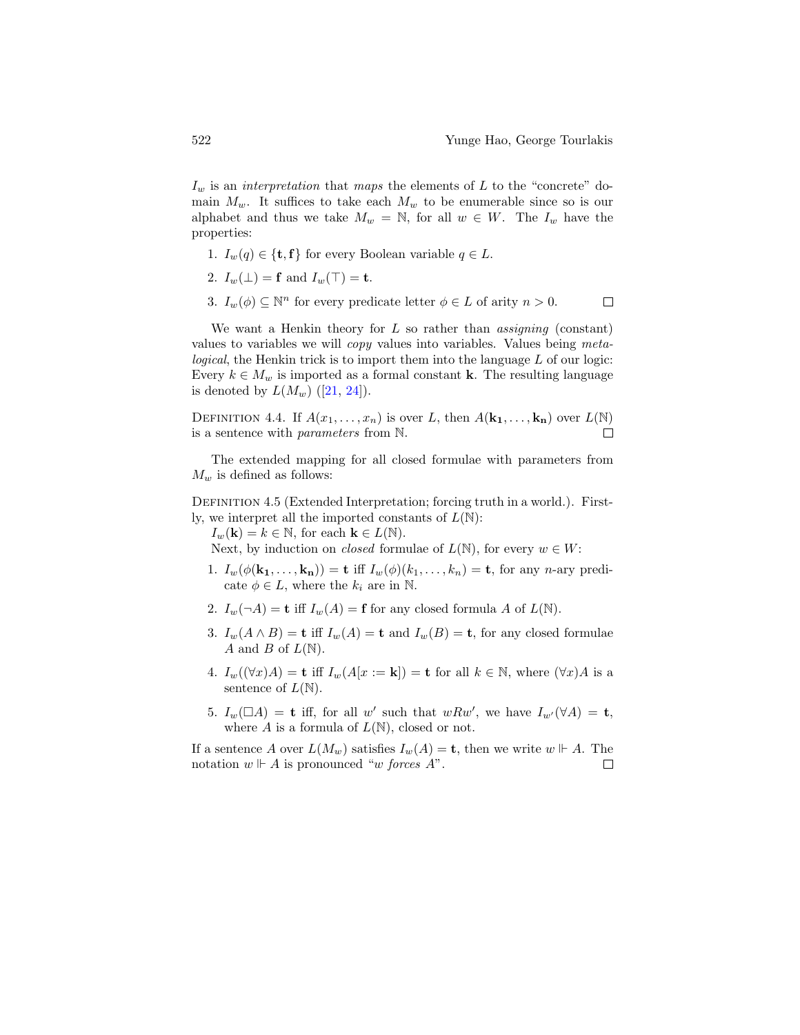$I_w$ is an *interpretation* that *maps* the elements of $L$ to the "concrete" domain $M_w$. It suffices to take each $M_w$ to be enumerable since so is our alphabet and thus we take $M_w = \mathbb{N}$, for all $w \in W$. The $I_w$ have the properties:

1. $I_w(q) \in \{\mathbf{t}, \mathbf{f}\}$ for every Boolean variable $q \in L$.
2. $I_w(\bot) = \mathbf{f}$ and $I_w(\top) = \mathbf{t}$.
3. $I_w(\phi) \subseteq \mathbb{N}^n$ for every predicate letter $\phi \in L$ of arity $n > 0$. $\square$

We want a Henkin theory for $L$ so rather than *assigning* (constant) values to variables we will *copy* values into variables. Values being *metalogical*, the Henkin trick is to import them into the language $L$ of our logic: Every $k \in M_w$ is imported as a formal constant $\mathbf{k}$. The resulting language is denoted by $L(M_w)$ ([21, 24]).

Definition 4.4. If $A(x_1, \ldots, x_n)$ is over $L$, then $A(\mathbf{k_1}, \ldots, \mathbf{k_n})$ over $L(\mathbb{N})$ is a sentence with *parameters* from $\mathbb{N}$. $\square$

The extended mapping for all closed formulae with parameters from $M_w$ is defined as follows:

Definition 4.5 (Extended Interpretation; forcing truth in a world.). Firstly, we interpret all the imported constants of $L(\mathbb{N})$:

$I_w(\mathbf{k}) = k \in \mathbb{N}$, for each $\mathbf{k} \in L(\mathbb{N})$.

Next, by induction on *closed* formulae of $L(\mathbb{N})$, for every $w \in W$:

1. $I_w(\phi(\mathbf{k_1}, \ldots, \mathbf{k_n})) = \mathbf{t}$ iff $I_w(\phi)(k_1, \ldots, k_n) = \mathbf{t}$, for any $n$-ary predicate $\phi \in L$, where the $k_i$ are in $\mathbb{N}$.
2. $I_w(\neg A) = \mathbf{t}$ iff $I_w(A) = \mathbf{f}$ for any closed formula $A$ of $L(\mathbb{N})$.
3. $I_w(A \wedge B) = \mathbf{t}$ iff $I_w(A) = \mathbf{t}$ and $I_w(B) = \mathbf{t}$, for any closed formulae $A$ and $B$ of $L(\mathbb{N})$.
4. $I_w((\forall x)A) = \mathbf{t}$ iff $I_w(A[x := \mathbf{k}]) = \mathbf{t}$ for all $k \in \mathbb{N}$, where $(\forall x)A$ is a sentence of $L(\mathbb{N})$.
5. $I_w(\Box A) = \mathbf{t}$ iff, for all $w'$ such that $wRw'$, we have $I_{w'}(\forall A) = \mathbf{t}$, where $A$ is a formula of $L(\mathbb{N})$, closed or not.

If a sentence $A$ over $L(M_w)$ satisfies $I_w(A) = \mathbf{t}$, then we write $w \Vdash A$. The notation $w \Vdash A$ is pronounced "*w forces A*". $\square$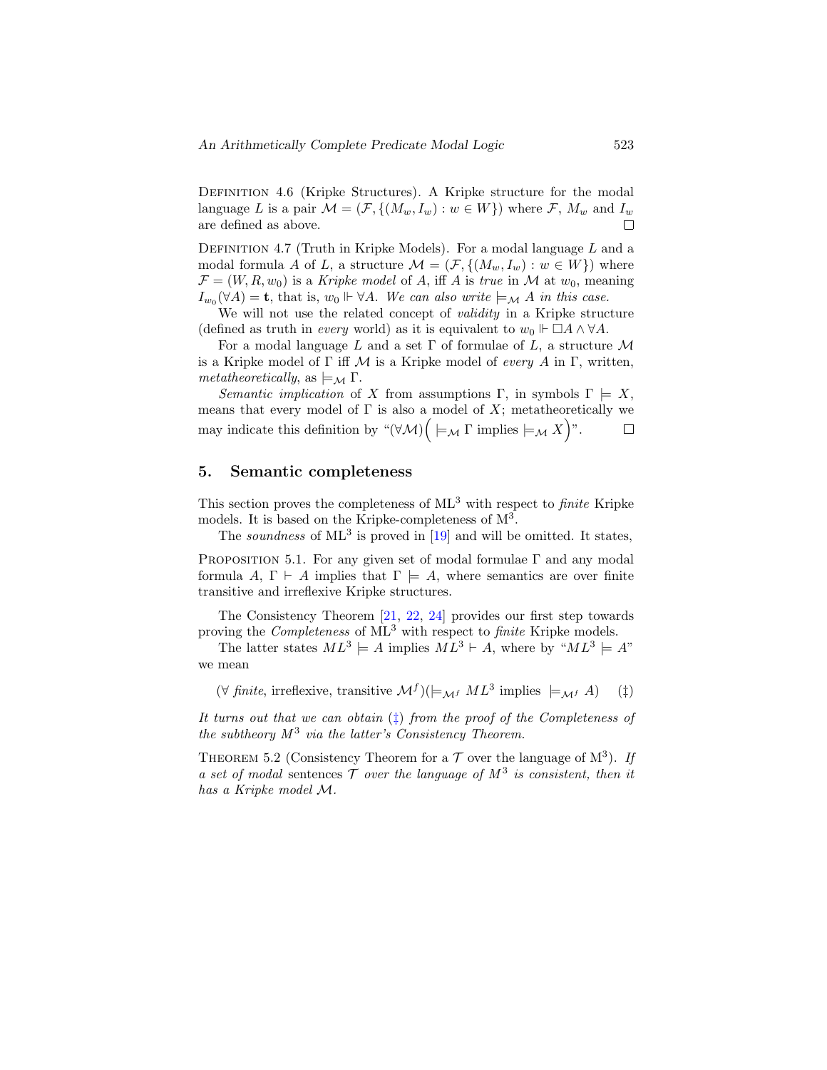Definition 4.6 (Kripke Structures). A Kripke structure for the modal language $L$ is a pair $\mathcal{M} = (\mathcal{F}, \{(M_w, I_w) : w \in W\})$ where $\mathcal{F}$, $M_w$ and $I_w$ are defined as above. □

Definition 4.7 (Truth in Kripke Models). For a modal language $L$ and a modal formula $A$ of $L$, a structure $\mathcal{M} = (\mathcal{F}, \{(M_w, I_w) : w \in W\})$ where $\mathcal{F} = (W, R, w_0)$ is a *Kripke model* of $A$, iff $A$ is *true* in $\mathcal{M}$ at $w_0$, meaning $I_{w_0}(\forall A) = \mathbf{t}$, that is, $w_0 \Vdash \forall A$. *We can also write* $\models_{\mathcal{M}} A$ *in this case.*

We will not use the related concept of *validity* in a Kripke structure (defined as truth in *every* world) as it is equivalent to $w_0 \Vdash \Box A \wedge \forall A$.

For a modal language $L$ and a set $\Gamma$ of formulae of $L$, a structure $\mathcal{M}$ is a Kripke model of $\Gamma$ iff $\mathcal{M}$ is a Kripke model of *every* $A$ in $\Gamma$, written, *metatheoretically*, as $\models_{\mathcal{M}} \Gamma$.

*Semantic implication* of $X$ from assumptions $\Gamma$, in symbols $\Gamma \models X$, means that every model of $\Gamma$ is also a model of $X$; metatheoretically we may indicate this definition by "$(\forall \mathcal{M})\Big( \models_{\mathcal{M}} \Gamma$ implies $\models_{\mathcal{M}} X\Big)$". □

## 5. Semantic completeness

This section proves the completeness of $\mathrm{ML}^3$ with respect to *finite* Kripke models. It is based on the Kripke-completeness of $\mathrm{M}^3$.

The *soundness* of $\mathrm{ML}^3$ is proved in [19] and will be omitted. It states,

Proposition 5.1. For any given set of modal formulae $\Gamma$ and any modal formula $A$, $\Gamma \vdash A$ implies that $\Gamma \models A$, where semantics are over finite transitive and irreflexive Kripke structures.

The Consistency Theorem [21, 22, 24] provides our first step towards proving the *Completeness* of $\mathrm{ML}^3$ with respect to *finite* Kripke models.

The latter states $ML^3 \models A$ implies $ML^3 \vdash A$, where by "$ML^3 \models A$" we mean

$$(\forall \textit{ finite}, \text{ irreflexive, transitive } \mathcal{M}^f)(\models_{\mathcal{M}^f} ML^3 \text{ implies } \models_{\mathcal{M}^f} A) \qquad (\ddagger)$$

*It turns out that we can obtain (‡) from the proof of the Completeness of the subtheory $M^3$ via the latter's Consistency Theorem.*

Theorem 5.2 (Consistency Theorem for a $\mathcal{T}$ over the language of $\mathrm{M}^3$). *If a set of modal* sentences $\mathcal{T}$ *over the language of $M^3$ is consistent, then it has a Kripke model $\mathcal{M}$.*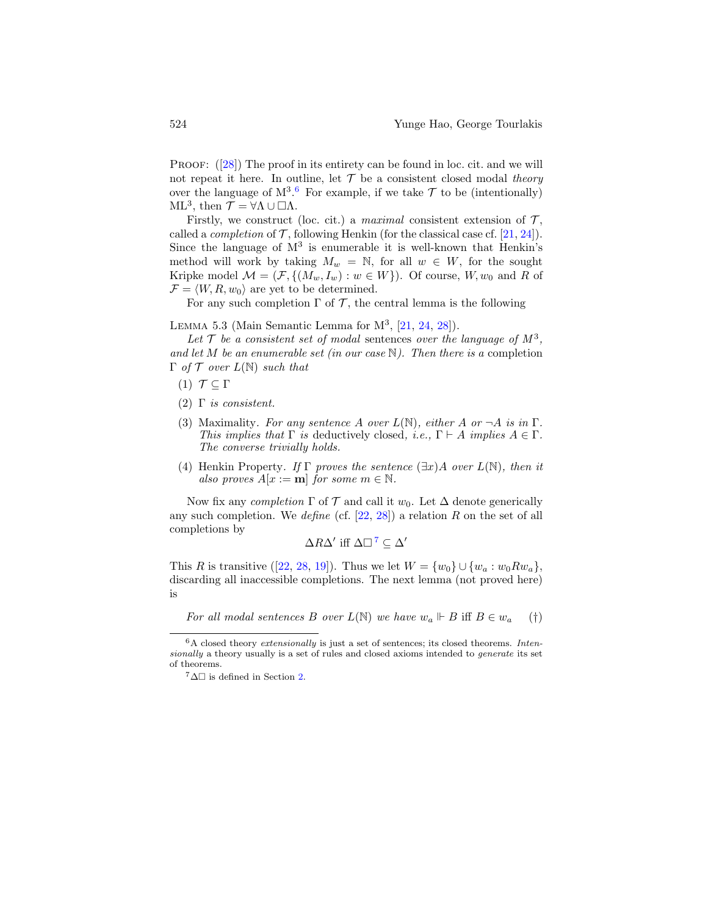Proof: ([28]) The proof in its entirety can be found in loc. cit. and we will not repeat it here. In outline, let $\mathcal{T}$ be a consistent closed modal *theory* over the language of $\mathrm{M}^3$.[6] For example, if we take $\mathcal{T}$ to be (intentionally) $\mathrm{ML}^3$, then $\mathcal{T} = \forall\Lambda \cup \Box\Lambda$.

Firstly, we construct (loc. cit.) a *maximal* consistent extension of $\mathcal{T}$, called a *completion* of $\mathcal{T}$, following Henkin (for the classical case cf. [21, 24]). Since the language of $\mathrm{M}^3$ is enumerable it is well-known that Henkin's method will work by taking $M_w = \mathbb{N}$, for all $w \in W$, for the sought Kripke model $\mathcal{M} = (\mathcal{F}, \{(M_w, I_w) : w \in W\})$. Of course, $W, w_0$ and $R$ of $\mathcal{F} = \langle W, R, w_0 \rangle$ are yet to be determined.

For any such completion $\Gamma$ of $\mathcal{T}$, the central lemma is the following

Lemma 5.3 (Main Semantic Lemma for $\mathrm{M}^3$, [21, 24, 28]).
*Let $\mathcal{T}$ be a consistent set of modal* sentences *over the language of $M^3$, and let $M$ be an enumerable set (in our case $\mathbb{N}$). Then there is a* completion *$\Gamma$ of $\mathcal{T}$ over $L(\mathbb{N})$ such that*

(1) $\mathcal{T} \subseteq \Gamma$

(2) $\Gamma$ *is consistent.*

(3) Maximality. *For any sentence $A$ over $L(\mathbb{N})$, either $A$ or $\neg A$ is in $\Gamma$. This implies that $\Gamma$ is* deductively closed, *i.e., $\Gamma \vdash A$ implies $A \in \Gamma$. The converse trivially holds.*

(4) Henkin Property. *If $\Gamma$ proves the sentence $(\exists x)A$ over $L(\mathbb{N})$, then it also proves $A[x := \mathbf{m}]$ for some $m \in \mathbb{N}$.*

Now fix any *completion* $\Gamma$ of $\mathcal{T}$ and call it $w_0$. Let $\Delta$ denote generically any such completion. We *define* (cf. [22, 28]) a relation $R$ on the set of all completions by

$$\Delta R \Delta' \text{ iff } \Delta\Box\,{}^{7} \subseteq \Delta'$$

This $R$ is transitive ([22, 28, 19]). Thus we let $W = \{w_0\} \cup \{w_a : w_0 R w_a\}$, discarding all inaccessible completions. The next lemma (not proved here) is

*For all modal sentences $B$ over $L(\mathbb{N})$ we have $w_a \Vdash B$ iff $B \in w_a$* $\quad (\dagger)$

---

[6] A closed theory *extensionally* is just a set of sentences; its closed theorems. *Intensionally* a theory usually is a set of rules and closed axioms intended to *generate* its set of theorems.

[7] $\Delta\Box$ is defined in Section 2.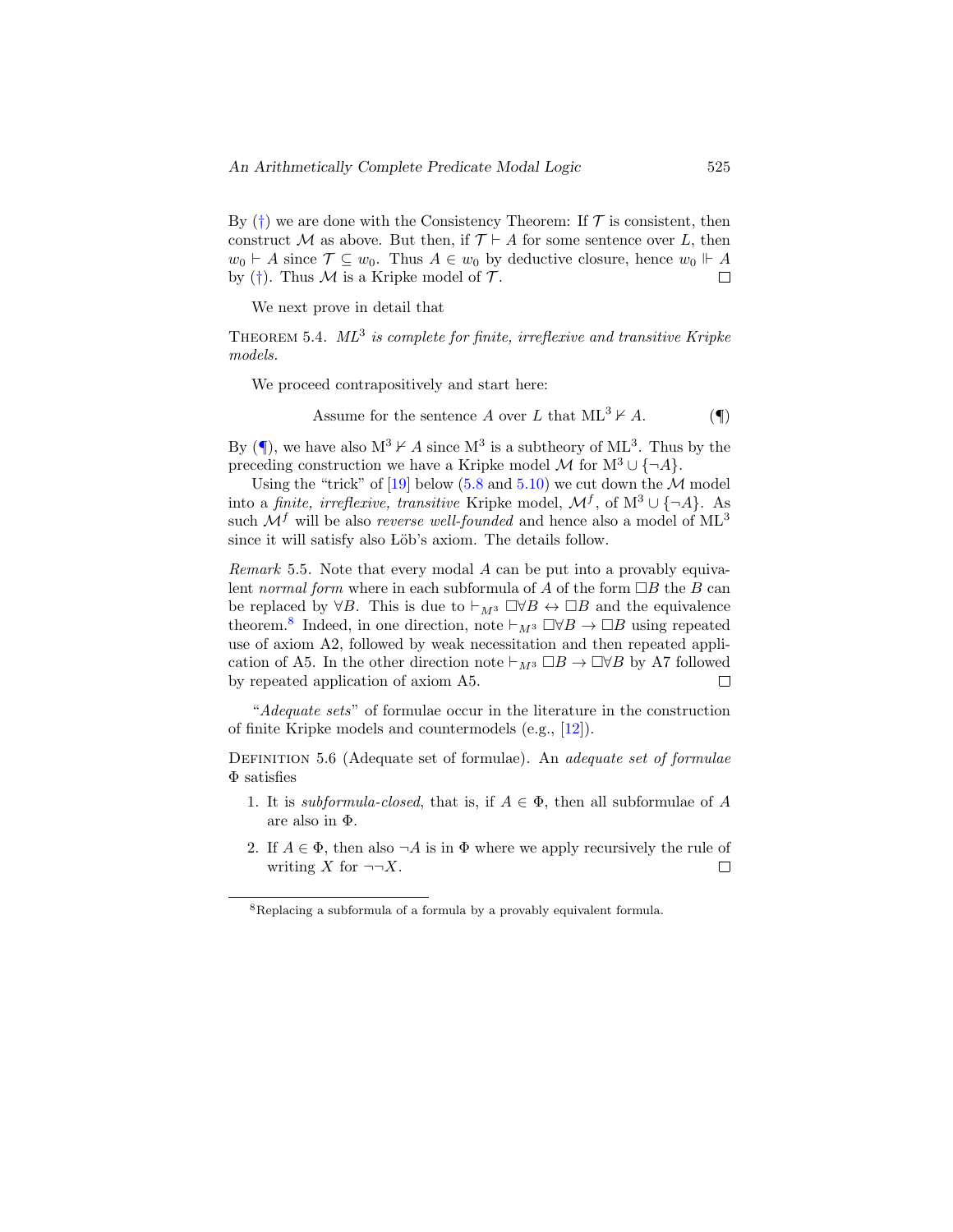By (†) we are done with the Consistency Theorem: If $\mathcal{T}$ is consistent, then construct $\mathcal{M}$ as above. But then, if $\mathcal{T} \vdash A$ for some sentence over $L$, then $w_0 \vdash A$ since $\mathcal{T} \subseteq w_0$. Thus $A \in w_0$ by deductive closure, hence $w_0 \Vdash A$ by (†). Thus $\mathcal{M}$ is a Kripke model of $\mathcal{T}$. □

We next prove in detail that

THEOREM 5.4. *$ML^3$ is complete for finite, irreflexive and transitive Kripke models.*

We proceed contrapositively and start here:

$$\text{Assume for the sentence } A \text{ over } L \text{ that } \mathrm{ML}^3 \nvdash A. \qquad (¶)$$

By (¶), we have also $\mathrm{M}^3 \nvdash A$ since $\mathrm{M}^3$ is a subtheory of $\mathrm{ML}^3$. Thus by the preceding construction we have a Kripke model $\mathcal{M}$ for $\mathrm{M}^3 \cup \{\neg A\}$.

Using the "trick" of [19] below (5.8 and 5.10) we cut down the $\mathcal{M}$ model into a *finite, irreflexive, transitive* Kripke model, $\mathcal{M}^f$, of $\mathrm{M}^3 \cup \{\neg A\}$. As such $\mathcal{M}^f$ will be also *reverse well-founded* and hence also a model of $\mathrm{ML}^3$ since it will satisfy also Löb's axiom. The details follow.

*Remark* 5.5. Note that every modal $A$ can be put into a provably equivalent *normal form* where in each subformula of $A$ of the form $\Box B$ the $B$ can be replaced by $\forall B$. This is due to $\vdash_{M^3} \Box\forall B \leftrightarrow \Box B$ and the equivalence theorem.[8] Indeed, in one direction, note $\vdash_{M^3} \Box\forall B \to \Box B$ using repeated use of axiom A2, followed by weak necessitation and then repeated application of A5. In the other direction note $\vdash_{M^3} \Box B \to \Box\forall B$ by A7 followed by repeated application of axiom A5. □

"*Adequate sets*" of formulae occur in the literature in the construction of finite Kripke models and countermodels (e.g., [12]).

DEFINITION 5.6 (Adequate set of formulae). An *adequate set of formulae* $\Phi$ satisfies

1. It is *subformula-closed*, that is, if $A \in \Phi$, then all subformulae of $A$ are also in $\Phi$.
2. If $A \in \Phi$, then also $\neg A$ is in $\Phi$ where we apply recursively the rule of writing $X$ for $\neg\neg X$. □

[8] Replacing a subformula of a formula by a provably equivalent formula.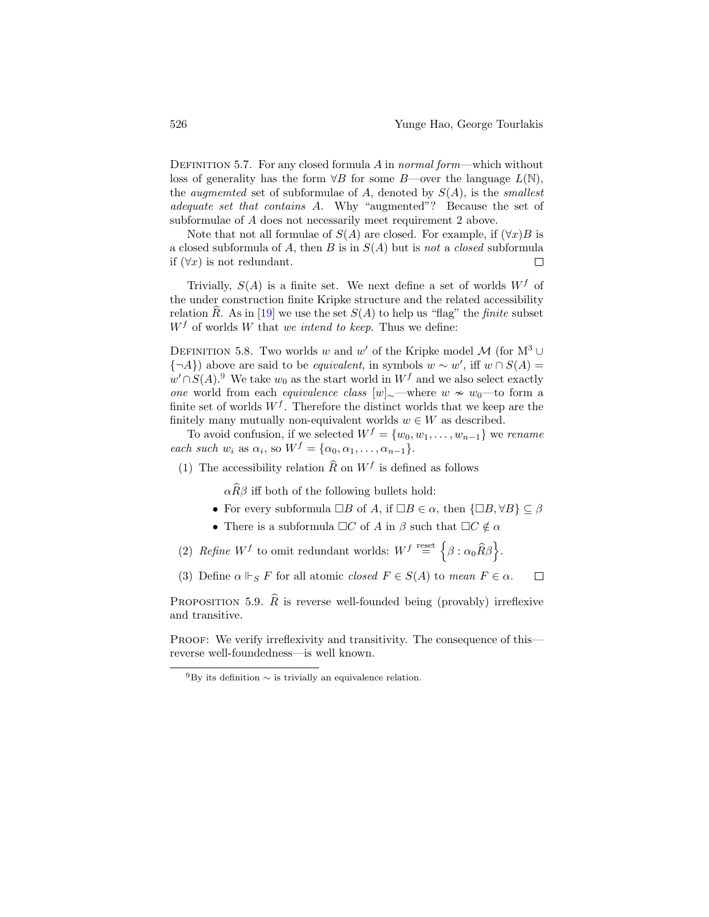Definition 5.7. For any closed formula $A$ in *normal form*—which without loss of generality has the form $\forall B$ for some $B$—over the language $L(\mathbb{N})$, the *augmemted* set of subformulae of $A$, denoted by $S(A)$, is the *smallest adequate set that contains* $A$. Why "augmented"? Because the set of subformulae of $A$ does not necessarily meet requirement 2 above.

Note that not all formulae of $S(A)$ are closed. For example, if $(\forall x)B$ is a closed subformula of $A$, then $B$ is in $S(A)$ but is *not* a *closed* subformula if $(\forall x)$ is not redundant. $\square$

Trivially, $S(A)$ is a finite set. We next define a set of worlds $W^f$ of the under construction finite Kripke structure and the related accessibility relation $\widehat{R}$. As in [19] we use the set $S(A)$ to help us "flag" the *finite* subset $W^f$ of worlds $W$ that *we intend to keep*. Thus we define:

Definition 5.8. Two worlds $w$ and $w'$ of the Kripke model $\mathcal{M}$ (for $\mathrm{M}^3 \cup \{\neg A\}$) above are said to be *equivalent*, in symbols $w \sim w'$, iff $w \cap S(A) = w' \cap S(A)$.[9] We take $w_0$ as the start world in $W^f$ and we also select exactly *one* world from each *equivalence class* $[w]_\sim$—where $w \nsim w_0$—to form a finite set of worlds $W^f$. Therefore the distinct worlds that we keep are the finitely many mutually non-equivalent worlds $w \in W$ as described.

To avoid confusion, if we selected $W^f = \{w_0, w_1, \ldots, w_{n-1}\}$ we *rename each such* $w_i$ as $\alpha_i$, so $W^f = \{\alpha_0, \alpha_1, \ldots, \alpha_{n-1}\}$.

(1) The accessibility relation $\widehat{R}$ on $W^f$ is defined as follows

   $\alpha \widehat{R} \beta$ iff both of the following bullets hold:

   - For every subformula $\Box B$ of $A$, if $\Box B \in \alpha$, then $\{\Box B, \forall B\} \subseteq \beta$
   - There is a subformula $\Box C$ of $A$ in $\beta$ such that $\Box C \notin \alpha$

(2) *Refine* $W^f$ to omit redundant worlds: $W^f \overset{\text{reset}}{=} \left\{\beta : \alpha_0 \widehat{R} \beta\right\}$.

(3) Define $\alpha \Vdash_S F$ for all atomic *closed* $F \in S(A)$ to *mean* $F \in \alpha$. $\square$

Proposition 5.9. $\widehat{R}$ is reverse well-founded being (provably) irreflexive and transitive.

Proof: We verify irreflexivity and transitivity. The consequence of this—reverse well-foundedness—is well known.

[9] By its definition $\sim$ is trivially an equivalence relation.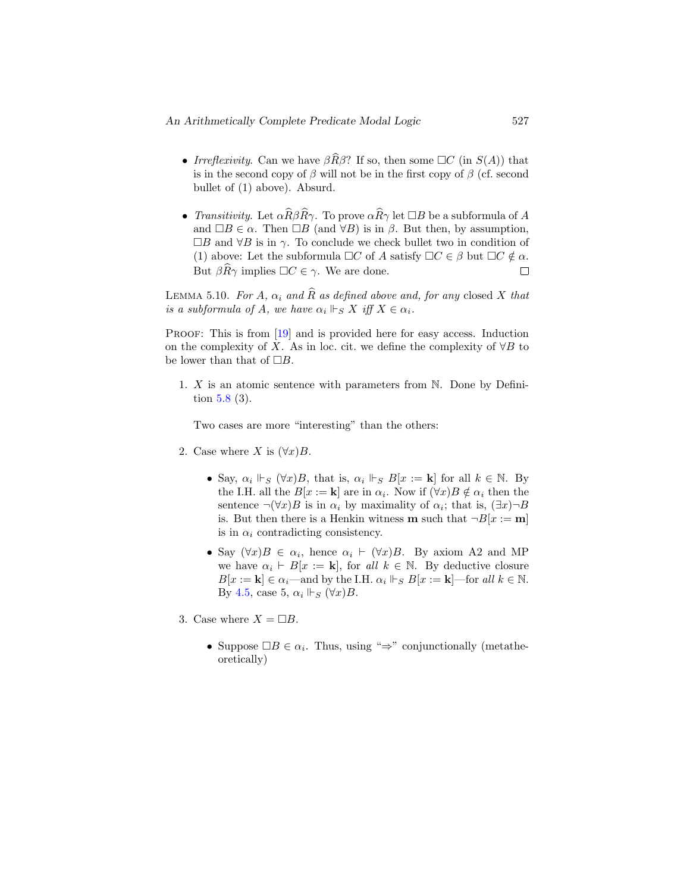- *Irreflexivity*. Can we have $\beta\widehat{R}\beta$? If so, then some $\Box C$ (in $S(A)$) that is in the second copy of $\beta$ will not be in the first copy of $\beta$ (cf. second bullet of (1) above). Absurd.

- *Transitivity*. Let $\alpha\widehat{R}\beta\widehat{R}\gamma$. To prove $\alpha\widehat{R}\gamma$ let $\Box B$ be a subformula of $A$ and $\Box B \in \alpha$. Then $\Box B$ (and $\forall B$) is in $\beta$. But then, by assumption, $\Box B$ and $\forall B$ is in $\gamma$. To conclude we check bullet two in condition of (1) above: Let the subformula $\Box C$ of $A$ satisfy $\Box C \in \beta$ but $\Box C \notin \alpha$. But $\beta\widehat{R}\gamma$ implies $\Box C \in \gamma$. We are done. □

Lemma 5.10. *For $A$, $\alpha_i$ and $\widehat{R}$ as defined above and, for any* closed *$X$ that is a subformula of $A$, we have $\alpha_i \Vdash_S X$ iff $X \in \alpha_i$.*

Proof: This is from [19] and is provided here for easy access. Induction on the complexity of $X$. As in loc. cit. we define the complexity of $\forall B$ to be lower than that of $\Box B$.

1. $X$ is an atomic sentence with parameters from $\mathbb{N}$. Done by Definition 5.8 (3).

   Two cases are more "interesting" than the others:

2. Case where $X$ is $(\forall x)B$.

   - Say, $\alpha_i \Vdash_S (\forall x)B$, that is, $\alpha_i \Vdash_S B[x := \mathbf{k}]$ for all $k \in \mathbb{N}$. By the I.H. all the $B[x := \mathbf{k}]$ are in $\alpha_i$. Now if $(\forall x)B \notin \alpha_i$ then the sentence $\neg(\forall x)B$ is in $\alpha_i$ by maximality of $\alpha_i$; that is, $(\exists x)\neg B$ is. But then there is a Henkin witness $\mathbf{m}$ such that $\neg B[x := \mathbf{m}]$ is in $\alpha_i$ contradicting consistency.
   - Say $(\forall x)B \in \alpha_i$, hence $\alpha_i \vdash (\forall x)B$. By axiom A2 and MP we have $\alpha_i \vdash B[x := \mathbf{k}]$, for *all* $k \in \mathbb{N}$. By deductive closure $B[x := \mathbf{k}] \in \alpha_i$—and by the I.H. $\alpha_i \Vdash_S B[x := \mathbf{k}]$—for *all* $k \in \mathbb{N}$. By 4.5, case 5, $\alpha_i \Vdash_S (\forall x)B$.

3. Case where $X = \Box B$.

   - Suppose $\Box B \in \alpha_i$. Thus, using "$\Rightarrow$" conjunctionally (metatheoretically)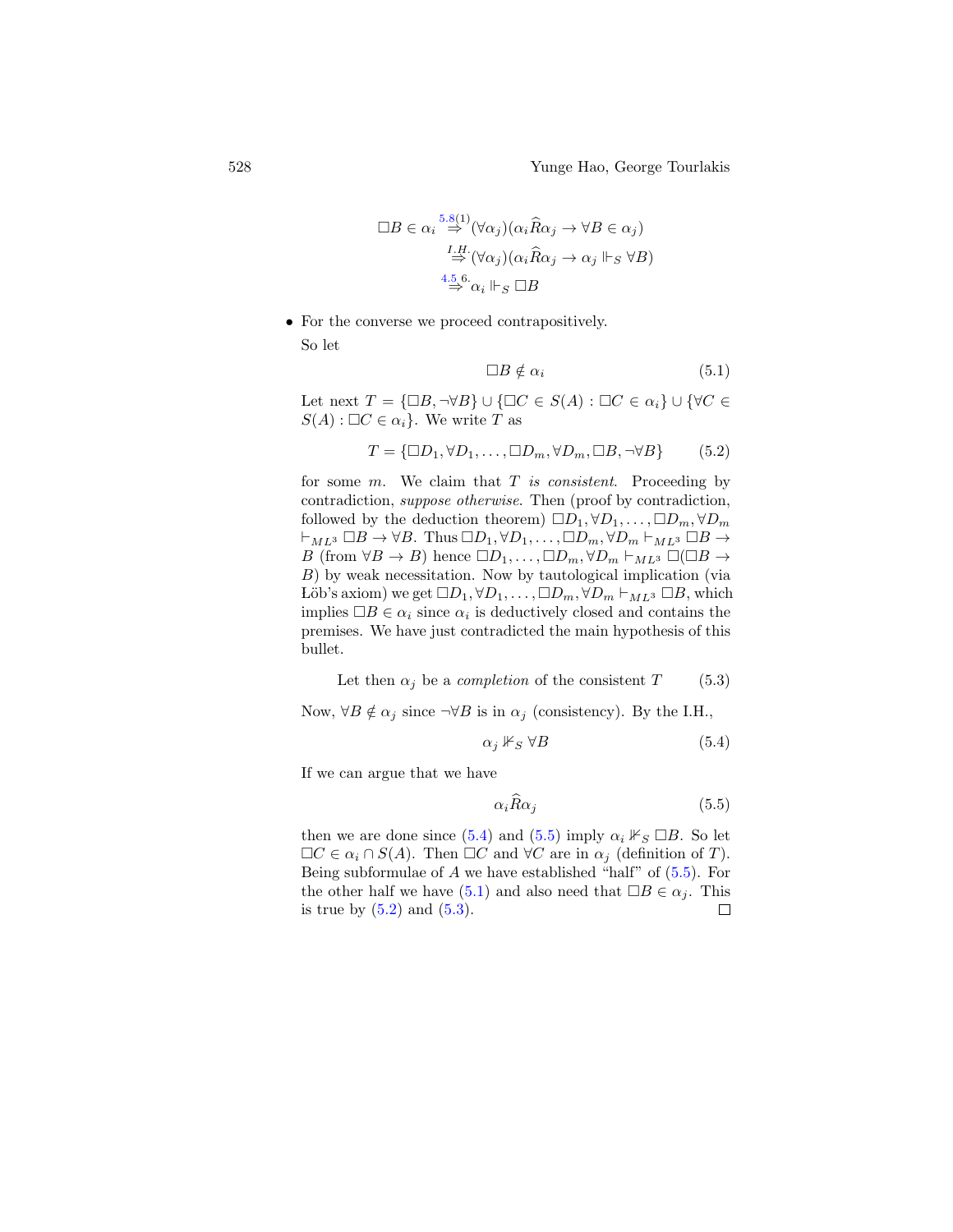$$
\begin{aligned}
\Box B \in \alpha_i &\overset{5.8(1)}{\Rightarrow} (\forall \alpha_j)(\alpha_i \widehat{R} \alpha_j \rightarrow \forall B \in \alpha_j) \\
&\overset{I.H.}{\Rightarrow} (\forall \alpha_j)(\alpha_i \widehat{R} \alpha_j \rightarrow \alpha_j \Vdash_S \forall B) \\
&\overset{4.5\,6.}{\Rightarrow} \alpha_i \Vdash_S \Box B
\end{aligned}
$$

- For the converse we proceed contrapositively.

  So let

$$\Box B \notin \alpha_i \tag{5.1}$$

Let next $T = \{\Box B, \neg\forall B\} \cup \{\Box C \in S(A) : \Box C \in \alpha_i\} \cup \{\forall C \in S(A) : \Box C \in \alpha_i\}$. We write $T$ as

$$T = \{\Box D_1, \forall D_1, \ldots, \Box D_m, \forall D_m, \Box B, \neg\forall B\} \tag{5.2}$$

for some $m$. We claim that $T$ *is consistent*. Proceeding by contradiction, *suppose otherwise*. Then (proof by contradiction, followed by the deduction theorem) $\Box D_1, \forall D_1, \ldots, \Box D_m, \forall D_m \vdash_{ML^3} \Box B \rightarrow \forall B$. Thus $\Box D_1, \forall D_1, \ldots, \Box D_m, \forall D_m \vdash_{ML^3} \Box B \rightarrow B$ (from $\forall B \rightarrow B$) hence $\Box D_1, \ldots, \Box D_m, \forall D_m \vdash_{ML^3} \Box(\Box B \rightarrow B)$ by weak necessitation. Now by tautological implication (via Löb's axiom) we get $\Box D_1, \forall D_1, \ldots, \Box D_m, \forall D_m \vdash_{ML^3} \Box B$, which implies $\Box B \in \alpha_i$ since $\alpha_i$ is deductively closed and contains the premises. We have just contradicted the main hypothesis of this bullet.

Let then $\alpha_j$ be a *completion* of the consistent $T$ (5.3)

Now, $\forall B \notin \alpha_j$ since $\neg\forall B$ is in $\alpha_j$ (consistency). By the I.H.,

$$\alpha_j \nVdash_S \forall B \tag{5.4}$$

If we can argue that we have

$$\alpha_i \widehat{R} \alpha_j \tag{5.5}$$

then we are done since (5.4) and (5.5) imply $\alpha_i \nVdash_S \Box B$. So let $\Box C \in \alpha_i \cap S(A)$. Then $\Box C$ and $\forall C$ are in $\alpha_j$ (definition of $T$). Being subformulae of $A$ we have established "half" of (5.5). For the other half we have (5.1) and also need that $\Box B \in \alpha_j$. This is true by (5.2) and (5.3). □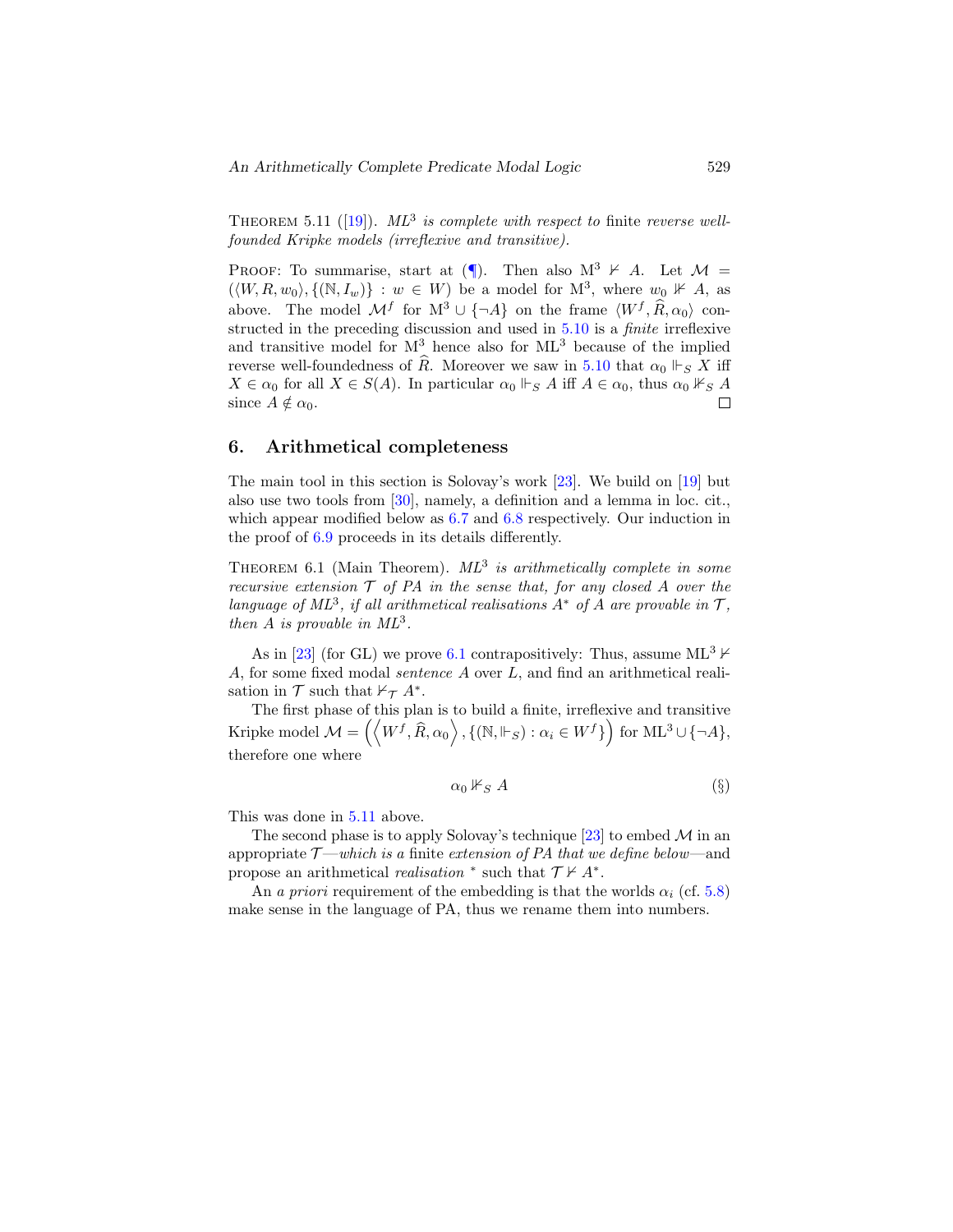Theorem 5.11 ([19]). *$ML^3$ is complete with respect to* finite *reverse well-founded Kripke models (irreflexive and transitive).*

Proof: To summarise, start at (¶). Then also $\mathrm{M}^3 \nvdash A$. Let $\mathcal{M} = (\langle W, R, w_0\rangle, \{(\mathbb{N}, I_w)\} : w \in W)$ be a model for $\mathrm{M}^3$, where $w_0 \nVdash A$, as above. The model $\mathcal{M}^f$ for $\mathrm{M}^3 \cup \{\neg A\}$ on the frame $\langle W^f, \widehat{R}, \alpha_0\rangle$ constructed in the preceding discussion and used in 5.10 is a *finite* irreflexive and transitive model for $\mathrm{M}^3$ hence also for $\mathrm{ML}^3$ because of the implied reverse well-foundedness of $\widehat{R}$. Moreover we saw in 5.10 that $\alpha_0 \Vdash_S X$ iff $X \in \alpha_0$ for all $X \in S(A)$. In particular $\alpha_0 \Vdash_S A$ iff $A \in \alpha_0$, thus $\alpha_0 \nVdash_S A$ since $A \notin \alpha_0$. □

## 6. Arithmetical completeness

The main tool in this section is Solovay's work [23]. We build on [19] but also use two tools from [30], namely, a definition and a lemma in loc. cit., which appear modified below as 6.7 and 6.8 respectively. Our induction in the proof of 6.9 proceeds in its details differently.

Theorem 6.1 (Main Theorem). *$ML^3$ is arithmetically complete in some recursive extension $\mathcal{T}$ of PA in the sense that, for any closed $A$ over the language of $ML^3$, if all arithmetical realisations $A^*$ of $A$ are provable in $\mathcal{T}$, then $A$ is provable in $ML^3$.*

As in [23] (for GL) we prove 6.1 contrapositively: Thus, assume $\mathrm{ML}^3 \nvdash A$, for some fixed modal *sentence* $A$ over $L$, and find an arithmetical realisation in $\mathcal{T}$ such that $\nvdash_{\mathcal{T}} A^*$.

The first phase of this plan is to build a finite, irreflexive and transitive Kripke model $\mathcal{M} = \left(\left\langle W^f, \widehat{R}, \alpha_0\right\rangle, \{(\mathbb{N}, \Vdash_S) : \alpha_i \in W^f\}\right)$ for $\mathrm{ML}^3 \cup \{\neg A\}$, therefore one where

$$\alpha_0 \nVdash_S A \tag{§}$$

This was done in 5.11 above.

The second phase is to apply Solovay's technique [23] to embed $\mathcal{M}$ in an appropriate $\mathcal{T}$—*which is a* finite *extension of PA that we define below*—and propose an arithmetical *realisation* $^*$ such that $\mathcal{T} \nvdash A^*$.

An *a priori* requirement of the embedding is that the worlds $\alpha_i$ (cf. 5.8) make sense in the language of PA, thus we rename them into numbers.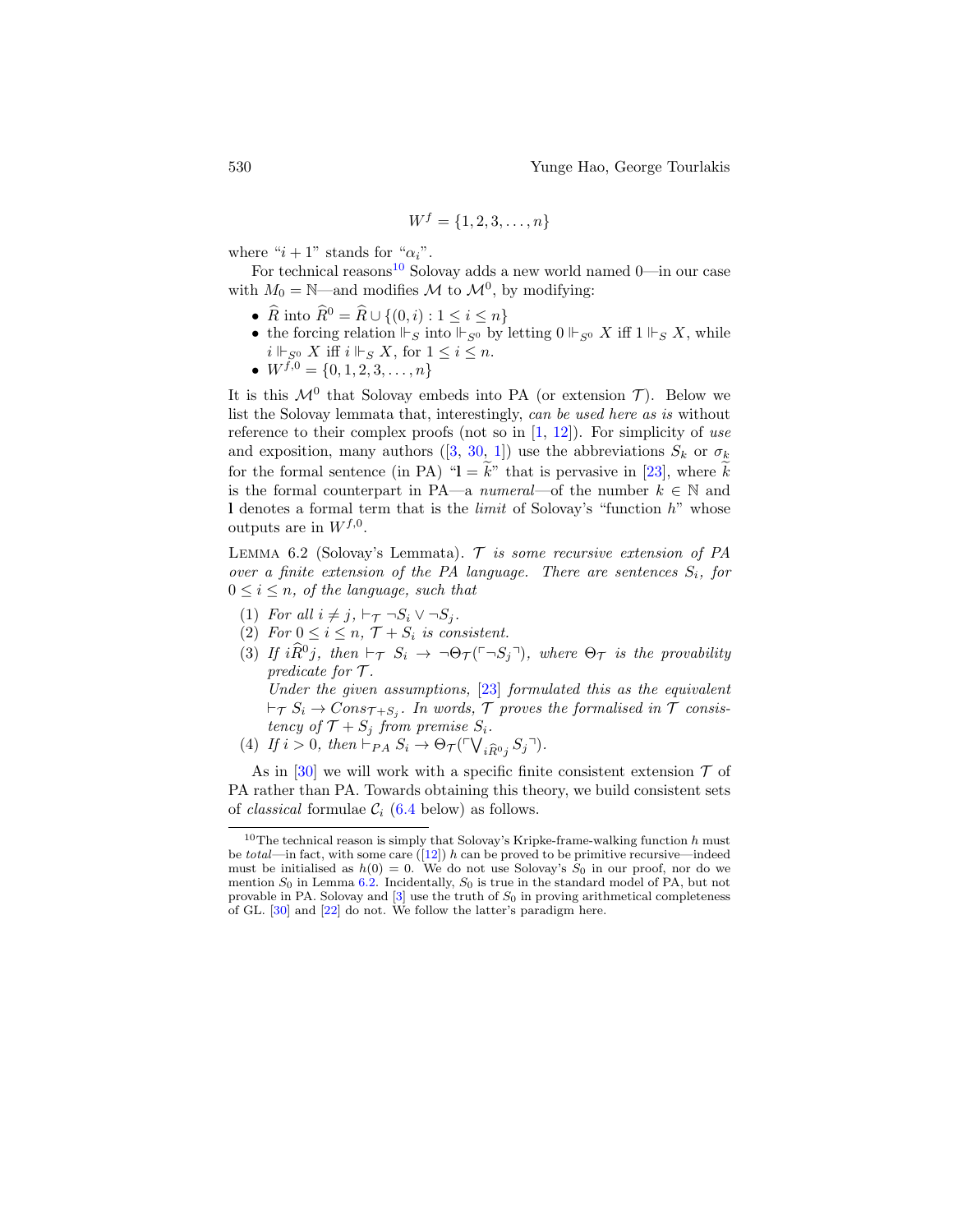$$W^f = \{1, 2, 3, \ldots, n\}$$

where "$i+1$" stands for "$\alpha_i$".

For technical reasons[10] Solovay adds a new world named 0—in our case with $M_0 = \mathbb{N}$—and modifies $\mathcal{M}$ to $\mathcal{M}^0$, by modifying:

- $\widehat{R}$ into $\widehat{R}^0 = \widehat{R} \cup \{(0, i) : 1 \leq i \leq n\}$
- the forcing relation $\Vdash_S$ into $\Vdash_{S^0}$ by letting $0 \Vdash_{S^0} X$ iff $1 \Vdash_S X$, while $i \Vdash_{S^0} X$ iff $i \Vdash_S X$, for $1 \leq i \leq n$.
- $W^{f,0} = \{0, 1, 2, 3, \ldots, n\}$

It is this $\mathcal{M}^0$ that Solovay embeds into PA (or extension $\mathcal{T}$). Below we list the Solovay lemmata that, interestingly, *can be used here as is* without reference to their complex proofs (not so in [1, 12]). For simplicity of *use* and exposition, many authors ([3, 30, 1]) use the abbreviations $S_k$ or $\sigma_k$ for the formal sentence (in PA) "$\mathbf{l} = \widetilde{k}$" that is pervasive in [23], where $\widetilde{k}$ is the formal counterpart in PA—a *numeral*—of the number $k \in \mathbb{N}$ and $\mathbf{l}$ denotes a formal term that is the *limit* of Solovay's "function $h$" whose outputs are in $W^{f,0}$.

Lemma 6.2 (Solovay's Lemmata). *$\mathcal{T}$ is some recursive extension of PA over a finite extension of the PA language. There are sentences $S_i$, for $0 \leq i \leq n$, of the language, such that*

(1) *For all $i \neq j$, $\vdash_{\mathcal{T}} \neg S_i \vee \neg S_j$.*
(2) *For $0 \leq i \leq n$, $\mathcal{T} + S_i$ is consistent.*
(3) *If $i \widehat{R}^0 j$, then $\vdash_{\mathcal{T}} S_i \rightarrow \neg\Theta_{\mathcal{T}}(\ulcorner \neg S_j \urcorner)$, where $\Theta_{\mathcal{T}}$ is the provability predicate for $\mathcal{T}$.*
   *Under the given assumptions, [23] formulated this as the equivalent $\vdash_{\mathcal{T}} S_i \rightarrow Cons_{\mathcal{T}+S_j}$. In words, $\mathcal{T}$ proves the formalised in $\mathcal{T}$ consistency of $\mathcal{T} + S_j$ from premise $S_i$.*
(4) *If $i > 0$, then $\vdash_{PA} S_i \rightarrow \Theta_{\mathcal{T}}(\ulcorner \bigvee_{i\widehat{R}^0 j} S_j \urcorner)$.*

As in [30] we will work with a specific finite consistent extension $\mathcal{T}$ of PA rather than PA. Towards obtaining this theory, we build consistent sets of *classical* formulae $\mathcal{C}_i$ (6.4 below) as follows.

---

[10] The technical reason is simply that Solovay's Kripke-frame-walking function $h$ must be *total*—in fact, with some care ([12]) $h$ can be proved to be primitive recursive—indeed must be initialised as $h(0) = 0$. We do not use Solovay's $S_0$ in our proof, nor do we mention $S_0$ in Lemma 6.2. Incidentally, $S_0$ is true in the standard model of PA, but not provable in PA. Solovay and [3] use the truth of $S_0$ in proving arithmetical completeness of GL. [30] and [22] do not. We follow the latter's paradigm here.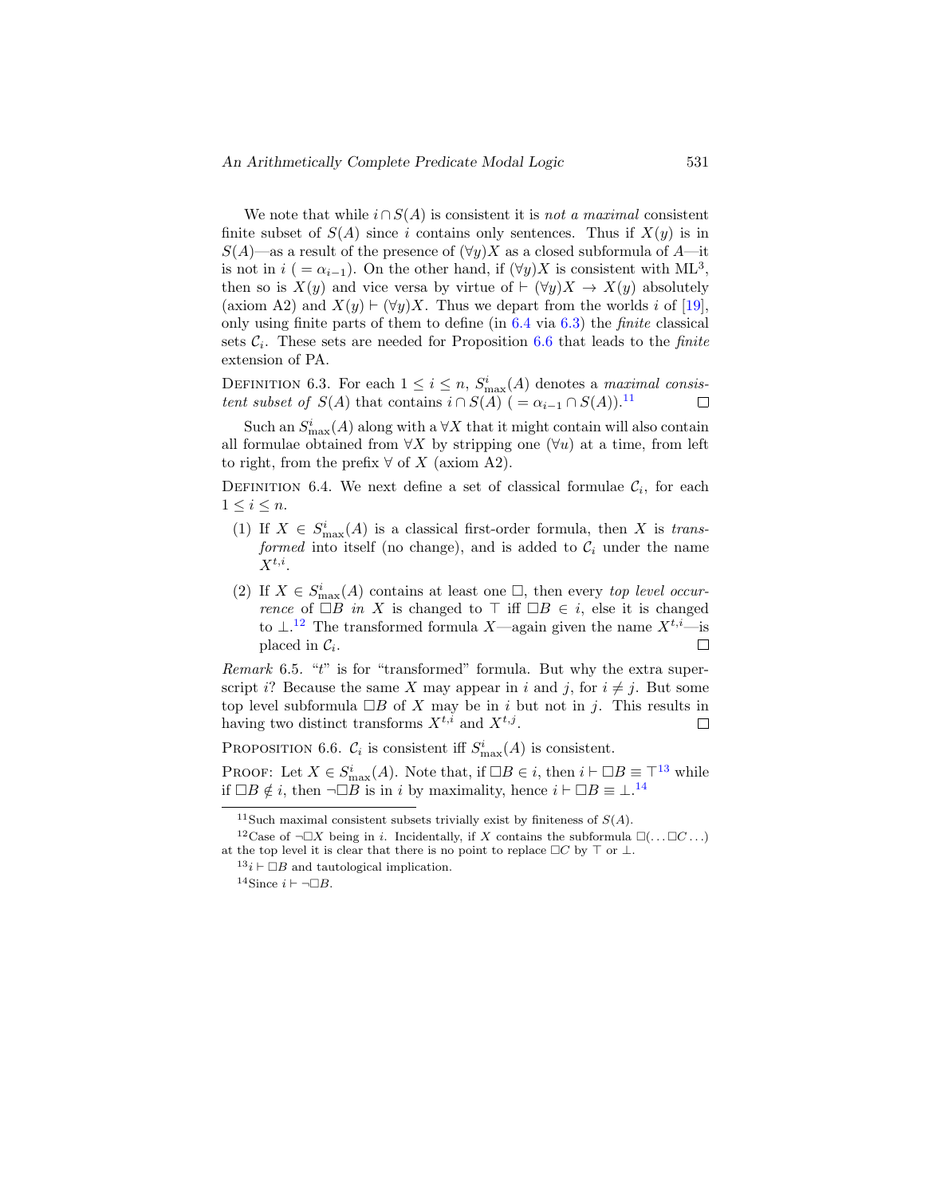We note that while $i \cap S(A)$ is consistent it is *not a maximal* consistent finite subset of $S(A)$ since $i$ contains only sentences. Thus if $X(y)$ is in $S(A)$—as a result of the presence of $(\forall y)X$ as a closed subformula of $A$—it is not in $i$ ( $= \alpha_{i-1}$). On the other hand, if $(\forall y)X$ is consistent with $\mathrm{ML}^3$, then so is $X(y)$ and vice versa by virtue of $\vdash (\forall y)X \to X(y)$ absolutely (axiom A2) and $X(y) \vdash (\forall y)X$. Thus we depart from the worlds $i$ of [19], only using finite parts of them to define (in 6.4 via 6.3) the *finite* classical sets $\mathcal{C}_i$. These sets are needed for Proposition 6.6 that leads to the *finite* extension of PA.

Definition 6.3. For each $1 \le i \le n$, $S^i_{\max}(A)$ denotes a *maximal consistent subset of* $S(A)$ that contains $i \cap S(A)$ ( $= \alpha_{i-1} \cap S(A)$).[11] □

Such an $S^i_{\max}(A)$ along with a $\forall X$ that it might contain will also contain all formulae obtained from $\forall X$ by stripping one $(\forall u)$ at a time, from left to right, from the prefix $\forall$ of $X$ (axiom A2).

Definition 6.4. We next define a set of classical formulae $\mathcal{C}_i$, for each $1 \le i \le n$.

1. If $X \in S^i_{\max}(A)$ is a classical first-order formula, then $X$ is *transformed* into itself (no change), and is added to $\mathcal{C}_i$ under the name $X^{t,i}$.
2. If $X \in S^i_{\max}(A)$ contains at least one $\Box$, then every *top level occurrence* of $\Box B$ *in* $X$ is changed to $\top$ iff $\Box B \in i$, else it is changed to $\bot$.[12] The transformed formula $X$—again given the name $X^{t,i}$—is placed in $\mathcal{C}_i$. □

*Remark* 6.5. "$t$" is for "transformed" formula. But why the extra superscript $i$? Because the same $X$ may appear in $i$ and $j$, for $i \ne j$. But some top level subformula $\Box B$ of $X$ may be in $i$ but not in $j$. This results in having two distinct transforms $X^{t,i}$ and $X^{t,j}$. □

Proposition 6.6. $\mathcal{C}_i$ is consistent iff $S^i_{\max}(A)$ is consistent.

Proof: Let $X \in S^i_{\max}(A)$. Note that, if $\Box B \in i$, then $i \vdash \Box B \equiv \top$[13] while if $\Box B \notin i$, then $\neg\Box B$ is in $i$ by maximality, hence $i \vdash \Box B \equiv \bot$.[14]

---

[11] Such maximal consistent subsets trivially exist by finiteness of $S(A)$.

[12] Case of $\neg\Box X$ being in $i$. Incidentally, if $X$ contains the subformula $\Box(\ldots\Box C\ldots)$ at the top level it is clear that there is no point to replace $\Box C$ by $\top$ or $\bot$.

[13] $i \vdash \Box B$ and tautological implication.

[14] Since $i \vdash \neg\Box B$.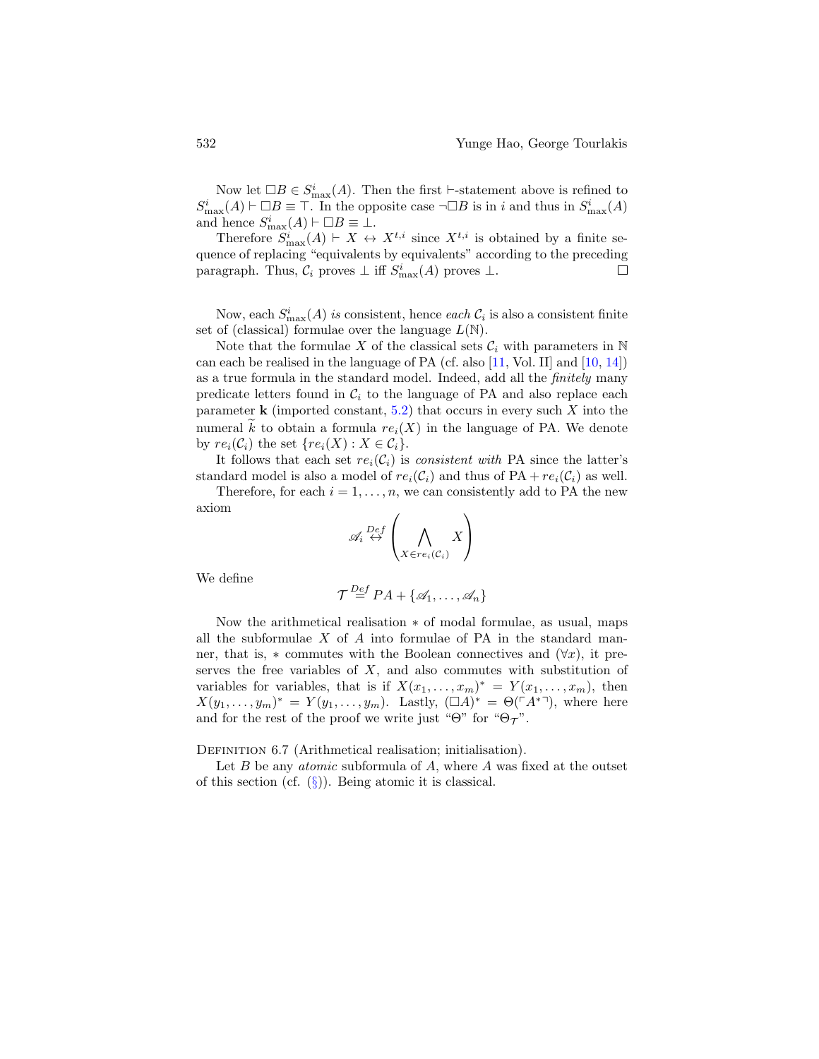Now let $\Box B \in S^i_{\max}(A)$. Then the first $\vdash$-statement above is refined to $S^i_{\max}(A) \vdash \Box B \equiv \top$. In the opposite case $\neg\Box B$ is in $i$ and thus in $S^i_{\max}(A)$ and hence $S^i_{\max}(A) \vdash \Box B \equiv \bot$.

Therefore $S^i_{\max}(A) \vdash X \leftrightarrow X^{t,i}$ since $X^{t,i}$ is obtained by a finite sequence of replacing "equivalents by equivalents" according to the preceding paragraph. Thus, $\mathcal{C}_i$ proves $\bot$ iff $S^i_{\max}(A)$ proves $\bot$. □

Now, each $S^i_{\max}(A)$ *is* consistent, hence *each* $\mathcal{C}_i$ is also a consistent finite set of (classical) formulae over the language $L(\mathbb{N})$.

Note that the formulae $X$ of the classical sets $\mathcal{C}_i$ with parameters in $\mathbb{N}$ can each be realised in the language of PA (cf. also [11, Vol. II] and [10, 14]) as a true formula in the standard model. Indeed, add all the *finitely* many predicate letters found in $\mathcal{C}_i$ to the language of PA and also replace each parameter $\mathbf{k}$ (imported constant, 5.2) that occurs in every such $X$ into the numeral $\widetilde{k}$ to obtain a formula $re_i(X)$ in the language of PA. We denote by $re_i(\mathcal{C}_i)$ the set $\{re_i(X) : X \in \mathcal{C}_i\}$.

It follows that each set $re_i(\mathcal{C}_i)$ is *consistent with* PA since the latter's standard model is also a model of $re_i(\mathcal{C}_i)$ and thus of $\text{PA} + re_i(\mathcal{C}_i)$ as well.

Therefore, for each $i = 1, \ldots, n$, we can consistently add to PA the new axiom

$$\mathscr{A}_i \overset{Def}{\leftrightarrow} \left( \bigwedge_{X \in re_i(\mathcal{C}_i)} X \right)$$

We define

$$\mathcal{T} \overset{Def}{=} PA + \{\mathscr{A}_1, \ldots, \mathscr{A}_n\}$$

Now the arithmetical realisation $*$ of modal formulae, as usual, maps all the subformulae $X$ of $A$ into formulae of PA in the standard manner, that is, $*$ commutes with the Boolean connectives and $(\forall x)$, it preserves the free variables of $X$, and also commutes with substitution of variables for variables, that is if $X(x_1, \ldots, x_m)^* = Y(x_1, \ldots, x_m)$, then $X(y_1, \ldots, y_m)^* = Y(y_1, \ldots, y_m)$. Lastly, $(\Box A)^* = \Theta(\ulcorner A^* \urcorner)$, where here and for the rest of the proof we write just "$\Theta$" for "$\Theta_{\mathcal{T}}$".

Definition 6.7 (Arithmetical realisation; initialisation).

Let $B$ be any *atomic* subformula of $A$, where $A$ was fixed at the outset of this section (cf. (§)). Being atomic it is classical.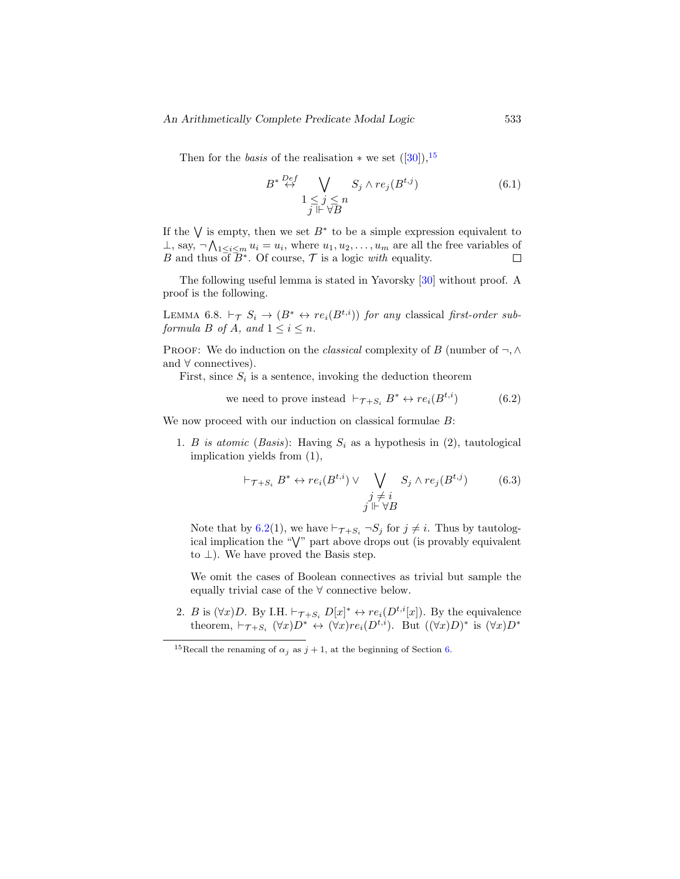Then for the *basis* of the realisation $*$ we set ([30]),[15]

$$B^* \overset{Def}{\leftrightarrow} \bigvee_{\substack{1 \le j \le n \\ j \Vdash \forall B}} S_j \wedge re_j(B^{t,j}) \tag{6.1}$$

If the $\bigvee$ is empty, then we set $B^*$ to be a simple expression equivalent to $\bot$, say, $\neg \bigwedge_{1 \le i \le m} u_i = u_i$, where $u_1, u_2, \ldots, u_m$ are all the free variables of $B$ and thus of $B^*$. Of course, $\mathcal{T}$ is a logic *with* equality. □

The following useful lemma is stated in Yavorsky [30] without proof. A proof is the following.

LEMMA 6.8. $\vdash_{\mathcal{T}} S_i \rightarrow (B^* \leftrightarrow re_i(B^{t,i}))$ *for any* classical *first-order subformula $B$ of $A$, and $1 \le i \le n$.*

PROOF: We do induction on the *classical* complexity of $B$ (number of $\neg, \wedge$ and $\forall$ connectives).

First, since $S_i$ is a sentence, invoking the deduction theorem

$$\text{we need to prove instead } \vdash_{\mathcal{T}+S_i} B^* \leftrightarrow re_i(B^{t,i}) \tag{6.2}$$

We now proceed with our induction on classical formulae $B$:

1. *$B$ is atomic* (*Basis*): Having $S_i$ as a hypothesis in (2), tautological implication yields from (1),

$$\vdash_{\mathcal{T}+S_i} B^* \leftrightarrow re_i(B^{t,i}) \vee \bigvee_{\substack{j \neq i \\ j \Vdash \forall B}} S_j \wedge re_j(B^{t,j}) \tag{6.3}$$

   Note that by 6.2(1), we have $\vdash_{\mathcal{T}+S_i} \neg S_j$ for $j \neq i$. Thus by tautological implication the "$\bigvee$" part above drops out (is provably equivalent to $\bot$). We have proved the Basis step.

   We omit the cases of Boolean connectives as trivial but sample the equally trivial case of the $\forall$ connective below.

2. $B$ is $(\forall x)D$. By I.H. $\vdash_{\mathcal{T}+S_i} D[x]^* \leftrightarrow re_i(D^{t,i}[x])$. By the equivalence theorem, $\vdash_{\mathcal{T}+S_i} (\forall x)D^* \leftrightarrow (\forall x)re_i(D^{t,i})$. But $((\forall x)D)^*$ is $(\forall x)D^*$

[15] Recall the renaming of $\alpha_j$ as $j+1$, at the beginning of Section 6.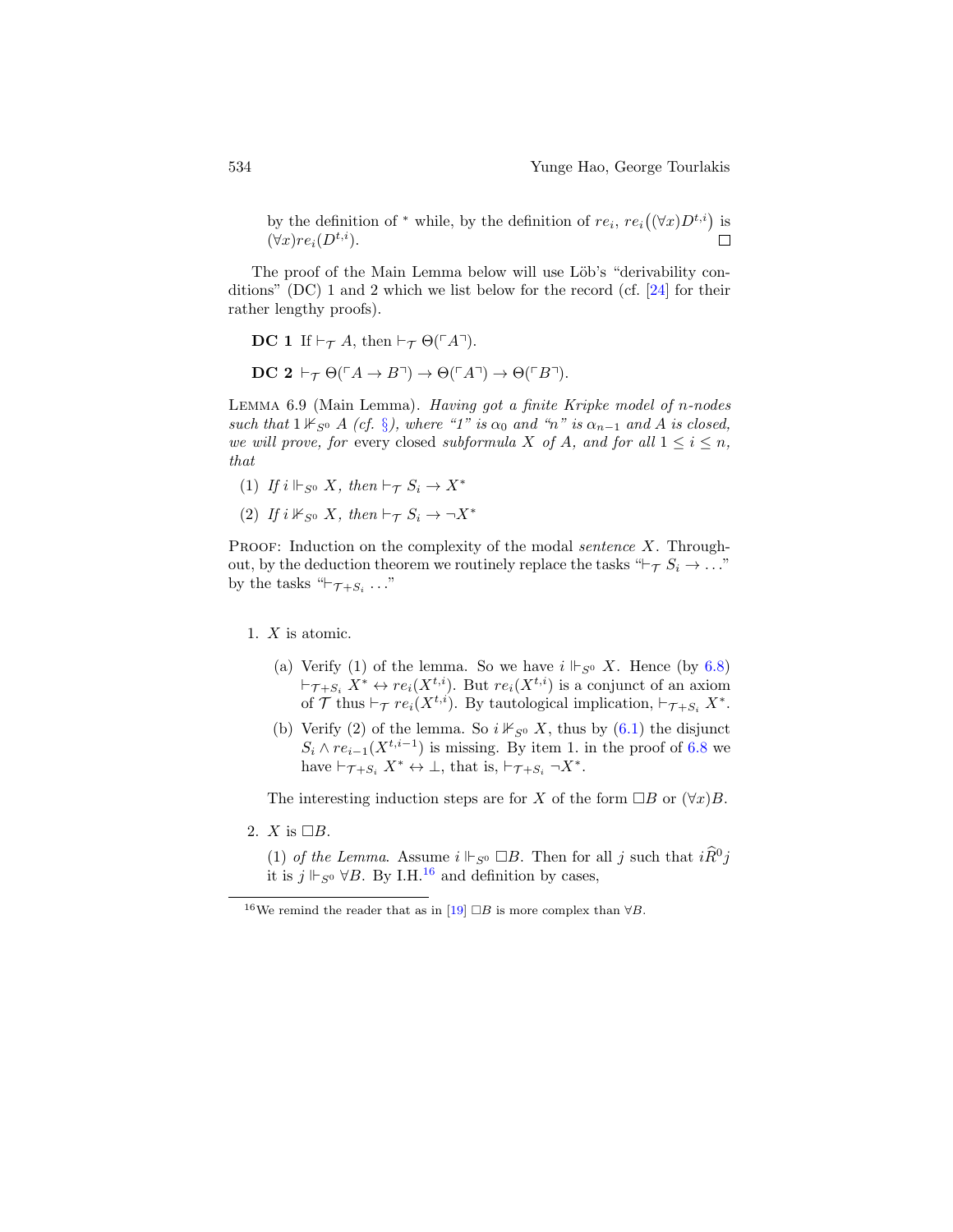by the definition of $^*$ while, by the definition of $re_i$, $re_i\big((\forall x)D^{t,i}\big)$ is $(\forall x)re_i(D^{t,i})$. □

The proof of the Main Lemma below will use Löb's "derivability conditions" (DC) 1 and 2 which we list below for the record (cf. [24] for their rather lengthy proofs).

**DC 1** If $\vdash_{\mathcal{T}} A$, then $\vdash_{\mathcal{T}} \Theta(\ulcorner A \urcorner)$.

**DC 2** $\vdash_{\mathcal{T}} \Theta(\ulcorner A \to B \urcorner) \to \Theta(\ulcorner A \urcorner) \to \Theta(\ulcorner B \urcorner)$.

Lemma 6.9 (Main Lemma). *Having got a finite Kripke model of n-nodes such that* $1 \nVdash_{S^0} A$ *(cf. §), where "1" is* $\alpha_0$ *and "n" is* $\alpha_{n-1}$ *and A is closed, we will prove, for* every closed *subformula X of A, and for all* $1 \le i \le n$*, that*

(1) *If* $i \Vdash_{S^0} X$*, then* $\vdash_{\mathcal{T}} S_i \to X^*$

(2) *If* $i \nVdash_{S^0} X$*, then* $\vdash_{\mathcal{T}} S_i \to \neg X^*$

Proof: Induction on the complexity of the modal *sentence* $X$. Throughout, by the deduction theorem we routinely replace the tasks "$\vdash_{\mathcal{T}} S_i \to \ldots$" by the tasks "$\vdash_{\mathcal{T}+S_i} \ldots$"

1. $X$ is atomic.

   (a) Verify (1) of the lemma. So we have $i \Vdash_{S^0} X$. Hence (by 6.8) $\vdash_{\mathcal{T}+S_i} X^* \leftrightarrow re_i(X^{t,i})$. But $re_i(X^{t,i})$ is a conjunct of an axiom of $\mathcal{T}$ thus $\vdash_{\mathcal{T}} re_i(X^{t,i})$. By tautological implication, $\vdash_{\mathcal{T}+S_i} X^*$.

   (b) Verify (2) of the lemma. So $i \nVdash_{S^0} X$, thus by (6.1) the disjunct $S_i \wedge re_{i-1}(X^{t,i-1})$ is missing. By item 1. in the proof of 6.8 we have $\vdash_{\mathcal{T}+S_i} X^* \leftrightarrow \bot$, that is, $\vdash_{\mathcal{T}+S_i} \neg X^*$.

   The interesting induction steps are for $X$ of the form $\Box B$ or $(\forall x)B$.

2. $X$ is $\Box B$.

   (1) *of the Lemma*. Assume $i \Vdash_{S^0} \Box B$. Then for all $j$ such that $i\widehat{R}^0 j$ it is $j \Vdash_{S^0} \forall B$. By I.H.[16] and definition by cases,

[16] We remind the reader that as in [19] $\Box B$ is more complex than $\forall B$.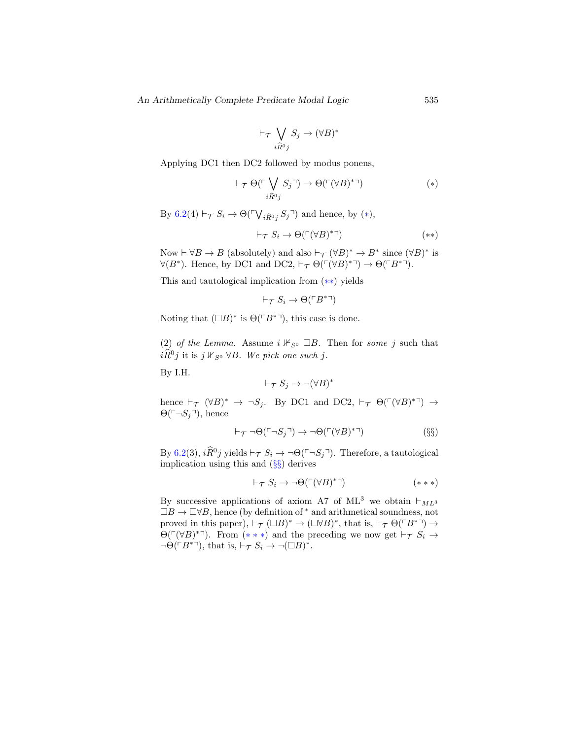$$\vdash_{\mathcal{T}} \bigvee_{i\widehat{R}^0 j} S_j \to (\forall B)^*$$

Applying DC1 then DC2 followed by modus ponens,

$$\vdash_{\mathcal{T}} \Theta(\ulcorner \bigvee_{i\widehat{R}^0 j} S_j \urcorner) \to \Theta(\ulcorner (\forall B)^* \urcorner) \tag{$*$}$$

By 6.2(4) $\vdash_{\mathcal{T}} S_i \to \Theta(\ulcorner \bigvee_{i\widehat{R}^0 j} S_j \urcorner)$ and hence, by ($*$),

$$\vdash_{\mathcal{T}} S_i \to \Theta(\ulcorner (\forall B)^* \urcorner) \tag{$**$}$$

Now $\vdash \forall B \to B$ (absolutely) and also $\vdash_{\mathcal{T}} (\forall B)^* \to B^*$ since $(\forall B)^*$ is $\forall(B^*)$. Hence, by DC1 and DC2, $\vdash_{\mathcal{T}} \Theta(\ulcorner (\forall B)^* \urcorner) \to \Theta(\ulcorner B^* \urcorner)$.

This and tautological implication from ($**$) yields

$$\vdash_{\mathcal{T}} S_i \to \Theta(\ulcorner B^* \urcorner)$$

Noting that $(\Box B)^*$ is $\Theta(\ulcorner B^* \urcorner)$, this case is done.

(2) *of the Lemma*. Assume $i \nVdash_{S^0} \Box B$. Then for *some* $j$ such that $i\widehat{R}^0 j$ it is $j \nVdash_{S^0} \forall B$. *We pick one such* $j$.

By I.H.

$$\vdash_{\mathcal{T}} S_j \to \neg(\forall B)^*$$

hence $\vdash_{\mathcal{T}} (\forall B)^* \to \neg S_j$. By DC1 and DC2, $\vdash_{\mathcal{T}} \Theta(\ulcorner (\forall B)^* \urcorner) \to \Theta(\ulcorner \neg S_j \urcorner)$, hence

$$\vdash_{\mathcal{T}} \neg\Theta(\ulcorner \neg S_j \urcorner) \to \neg\Theta(\ulcorner (\forall B)^* \urcorner) \tag{§§}$$

By 6.2(3), $i\widehat{R}^0 j$ yields $\vdash_{\mathcal{T}} S_i \to \neg\Theta(\ulcorner \neg S_j \urcorner)$. Therefore, a tautological implication using this and (§§) derives

$$\vdash_{\mathcal{T}} S_i \to \neg\Theta(\ulcorner (\forall B)^* \urcorner) \tag{$***$}$$

By successive applications of axiom A7 of $\mathrm{ML}^3$ we obtain $\vdash_{ML^3} \Box B \to \Box\forall B$, hence (by definition of $^*$ and arithmetical soundness, not proved in this paper), $\vdash_{\mathcal{T}} (\Box B)^* \to (\Box\forall B)^*$, that is, $\vdash_{\mathcal{T}} \Theta(\ulcorner B^* \urcorner) \to \Theta(\ulcorner (\forall B)^* \urcorner)$. From ($***$) and the preceding we now get $\vdash_{\mathcal{T}} S_i \to \neg\Theta(\ulcorner B^* \urcorner)$, that is, $\vdash_{\mathcal{T}} S_i \to \neg(\Box B)^*$.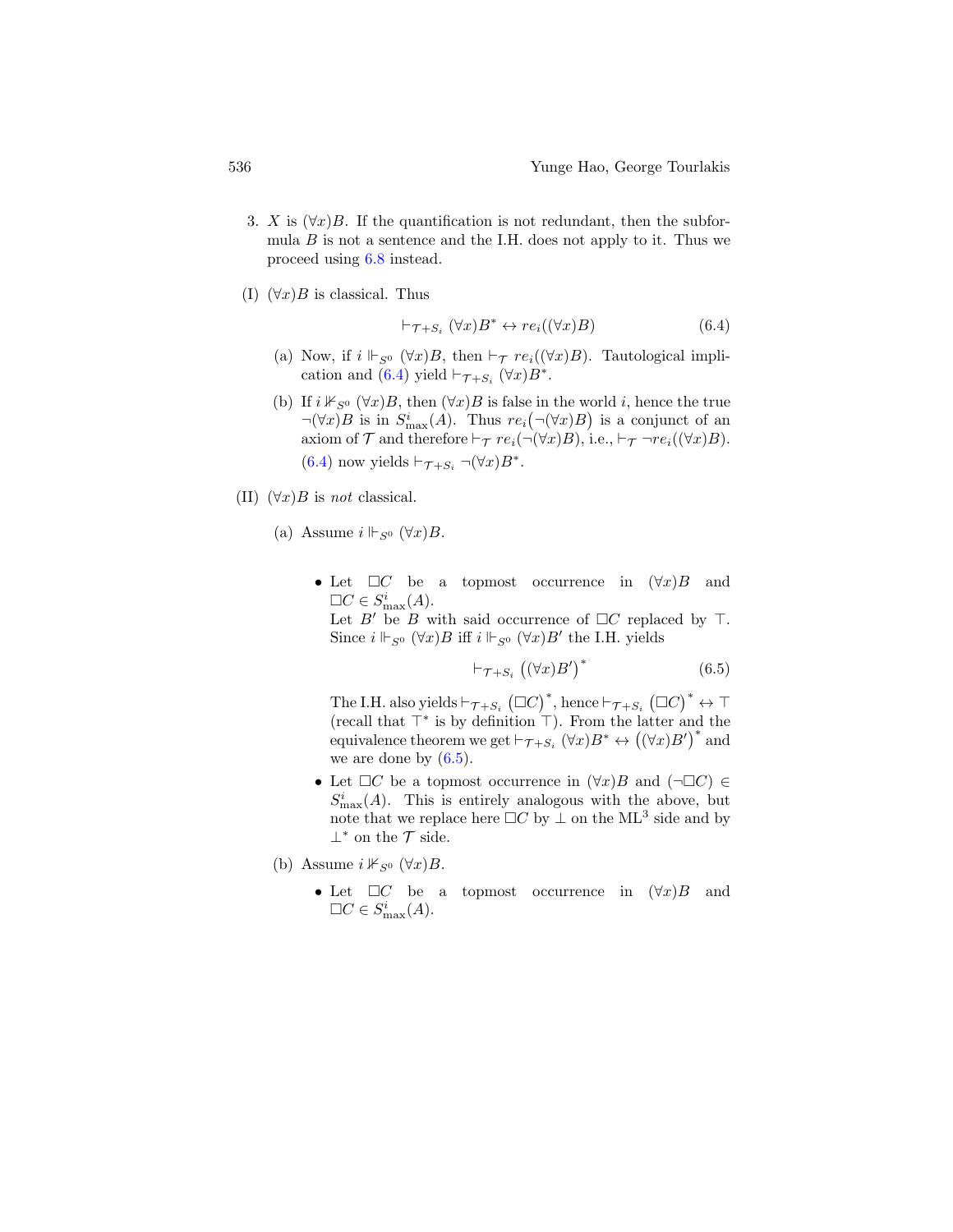3. $X$ is $(\forall x)B$. If the quantification is not redundant, then the subformula $B$ is not a sentence and the I.H. does not apply to it. Thus we proceed using 6.8 instead.

(I) $(\forall x)B$ is classical. Thus

$$\vdash_{\mathcal{T}+S_i} (\forall x)B^* \leftrightarrow re_i((\forall x)B) \tag{6.4}$$

(a) Now, if $i \Vdash_{S^0} (\forall x)B$, then $\vdash_{\mathcal{T}} re_i((\forall x)B)$. Tautological implication and (6.4) yield $\vdash_{\mathcal{T}+S_i} (\forall x)B^*$.

(b) If $i \nVdash_{S^0} (\forall x)B$, then $(\forall x)B$ is false in the world $i$, hence the true $\neg(\forall x)B$ is in $S^i_{\max}(A)$. Thus $re_i\big(\neg(\forall x)B\big)$ is a conjunct of an axiom of $\mathcal{T}$ and therefore $\vdash_{\mathcal{T}} re_i(\neg(\forall x)B)$, i.e., $\vdash_{\mathcal{T}} \neg re_i((\forall x)B)$. (6.4) now yields $\vdash_{\mathcal{T}+S_i} \neg(\forall x)B^*$.

(II) $(\forall x)B$ is *not* classical.

(a) Assume $i \Vdash_{S^0} (\forall x)B$.

- Let $\Box C$ be a topmost occurrence in $(\forall x)B$ and $\Box C \in S^i_{\max}(A)$.
  Let $B'$ be $B$ with said occurrence of $\Box C$ replaced by $\top$. Since $i \Vdash_{S^0} (\forall x)B$ iff $i \Vdash_{S^0} (\forall x)B'$ the I.H. yields

$$\vdash_{\mathcal{T}+S_i} \big((\forall x)B'\big)^* \tag{6.5}$$

  The I.H. also yields $\vdash_{\mathcal{T}+S_i} \big(\Box C\big)^*$, hence $\vdash_{\mathcal{T}+S_i} \big(\Box C\big)^* \leftrightarrow \top$ (recall that $\top^*$ is by definition $\top$). From the latter and the equivalence theorem we get $\vdash_{\mathcal{T}+S_i} (\forall x)B^* \leftrightarrow \big((\forall x)B'\big)^*$ and we are done by (6.5).

- Let $\Box C$ be a topmost occurrence in $(\forall x)B$ and $(\neg\Box C) \in S^i_{\max}(A)$. This is entirely analogous with the above, but note that we replace here $\Box C$ by $\bot$ on the $\mathrm{ML}^3$ side and by $\bot^*$ on the $\mathcal{T}$ side.

(b) Assume $i \nVdash_{S^0} (\forall x)B$.

- Let $\Box C$ be a topmost occurrence in $(\forall x)B$ and $\Box C \in S^i_{\max}(A)$.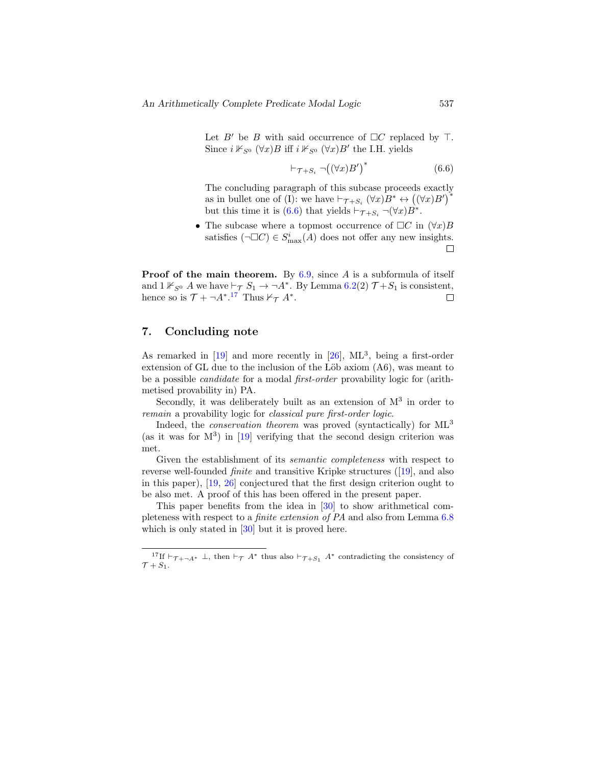Let $B'$ be $B$ with said occurrence of $\Box C$ replaced by $\top$. Since $i \nVdash_{S^0} (\forall x)B$ iff $i \nVdash_{S^0} (\forall x)B'$ the I.H. yields

$$\vdash_{\mathcal{T}+S_i} \neg\big((\forall x)B'\big)^* \tag{6.6}$$

The concluding paragraph of this subcase proceeds exactly as in bullet one of (I): we have $\vdash_{\mathcal{T}+S_i} (\forall x)B^* \leftrightarrow \big((\forall x)B'\big)^*$ but this time it is (6.6) that yields $\vdash_{\mathcal{T}+S_i} \neg(\forall x)B^*$.

- The subcase where a topmost occurrence of $\Box C$ in $(\forall x)B$ satisfies $(\neg\Box C) \in S^i_{\max}(A)$ does not offer any new insights. □

**Proof of the main theorem.** By 6.9, since $A$ is a subformula of itself and $1 \nVdash_{S^0} A$ we have $\vdash_{\mathcal{T}} S_1 \to \neg A^*$. By Lemma 6.2(2) $\mathcal{T}+S_1$ is consistent, hence so is $\mathcal{T} + \neg A^*$.[17] Thus $\nvdash_{\mathcal{T}} A^*$. □

## 7. Concluding note

As remarked in [19] and more recently in [26], $\mathrm{ML}^3$, being a first-order extension of GL due to the inclusion of the Löb axiom (A6), was meant to be a possible *candidate* for a modal *first-order* provability logic for (arithmetised provability in) PA.

Secondly, it was deliberately built as an extension of $\mathrm{M}^3$ in order to *remain* a provability logic for *classical pure first-order logic*.

Indeed, the *conservation theorem* was proved (syntactically) for $\mathrm{ML}^3$ (as it was for $\mathrm{M}^3$) in [19] verifying that the second design criterion was met.

Given the establishment of its *semantic completeness* with respect to reverse well-founded *finite* and transitive Kripke structures ([19], and also in this paper), [19, 26] conjectured that the first design criterion ought to be also met. A proof of this has been offered in the present paper.

This paper benefits from the idea in [30] to show arithmetical completeness with respect to a *finite extension of PA* and also from Lemma 6.8 which is only stated in [30] but it is proved here.

[17] If $\vdash_{\mathcal{T}+\neg A^*} \bot$, then $\vdash_{\mathcal{T}} A^*$ thus also $\vdash_{\mathcal{T}+S_1} A^*$ contradicting the consistency of $\mathcal{T} + S_1$.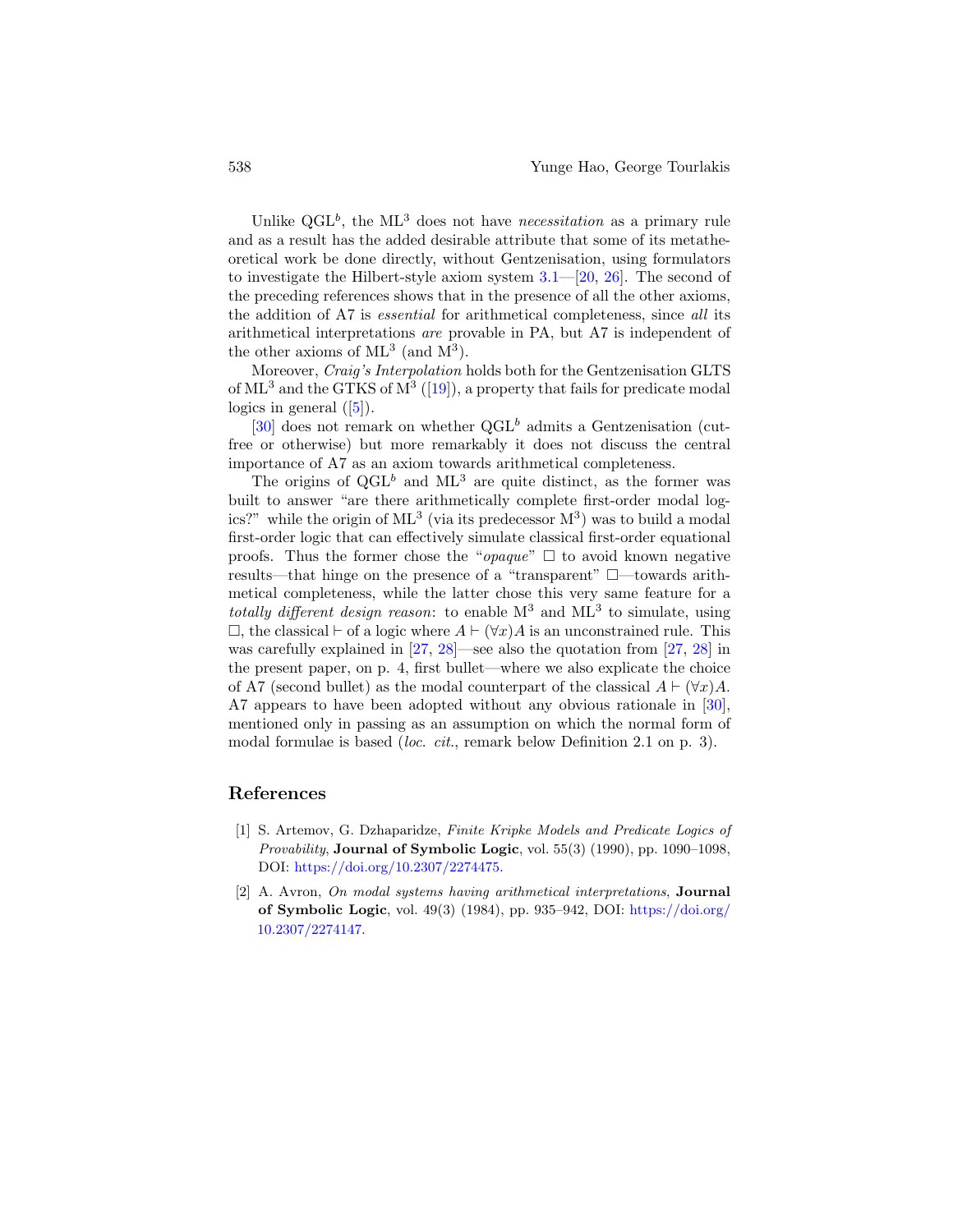Unlike $\mathrm{QGL}^b$, the $\mathrm{ML}^3$ does not have *necessitation* as a primary rule and as a result has the added desirable attribute that some of its metatheoretical work be done directly, without Gentzenisation, using formulators to investigate the Hilbert-style axiom system 3.1—[20, 26]. The second of the preceding references shows that in the presence of all the other axioms, the addition of A7 is *essential* for arithmetical completeness, since *all* its arithmetical interpretations *are* provable in PA, but A7 is independent of the other axioms of $\mathrm{ML}^3$ (and $\mathrm{M}^3$).

Moreover, *Craig's Interpolation* holds both for the Gentzenisation GLTS of $\mathrm{ML}^3$ and the GTKS of $\mathrm{M}^3$ ([19]), a property that fails for predicate modal logics in general ([5]).

[30] does not remark on whether $\mathrm{QGL}^b$ admits a Gentzenisation (cut-free or otherwise) but more remarkably it does not discuss the central importance of A7 as an axiom towards arithmetical completeness.

The origins of $\mathrm{QGL}^b$ and $\mathrm{ML}^3$ are quite distinct, as the former was built to answer "are there arithmetically complete first-order modal logics?" while the origin of $\mathrm{ML}^3$ (via its predecessor $\mathrm{M}^3$) was to build a modal first-order logic that can effectively simulate classical first-order equational proofs. Thus the former chose the "*opaque*" $\Box$ to avoid known negative results—that hinge on the presence of a "transparent" $\Box$—towards arithmetical completeness, while the latter chose this very same feature for a *totally different design reason*: to enable $\mathrm{M}^3$ and $\mathrm{ML}^3$ to simulate, using $\Box$, the classical $\vdash$ of a logic where $A \vdash (\forall x)A$ is an unconstrained rule. This was carefully explained in [27, 28]—see also the quotation from [27, 28] in the present paper, on p. 4, first bullet—where we also explicate the choice of A7 (second bullet) as the modal counterpart of the classical $A \vdash (\forall x)A$. A7 appears to have been adopted without any obvious rationale in [30], mentioned only in passing as an assumption on which the normal form of modal formulae is based (*loc. cit.*, remark below Definition 2.1 on p. 3).

## References

[1] S. Artemov, G. Dzhaparidze, *Finite Kripke Models and Predicate Logics of Provability*, **Journal of Symbolic Logic**, vol. 55(3) (1990), pp. 1090–1098, DOI: https://doi.org/10.2307/2274475.

[2] A. Avron, *On modal systems having arithmetical interpretations*, **Journal of Symbolic Logic**, vol. 49(3) (1984), pp. 935–942, DOI: https://doi.org/10.2307/2274147.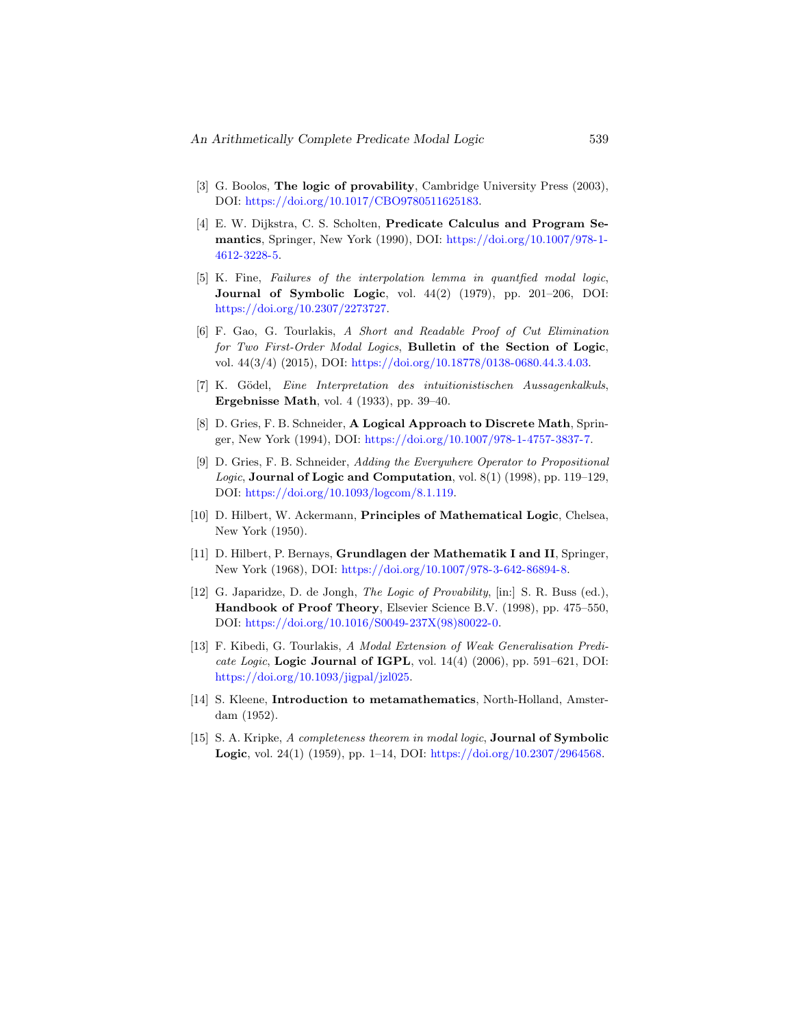[3] G. Boolos, **The logic of provability**, Cambridge University Press (2003), DOI: https://doi.org/10.1017/CBO9780511625183.

[4] E. W. Dijkstra, C. S. Scholten, **Predicate Calculus and Program Semantics**, Springer, New York (1990), DOI: https://doi.org/10.1007/978-1-4612-3228-5.

[5] K. Fine, *Failures of the interpolation lemma in quantfied modal logic*, **Journal of Symbolic Logic**, vol. 44(2) (1979), pp. 201–206, DOI: https://doi.org/10.2307/2273727.

[6] F. Gao, G. Tourlakis, *A Short and Readable Proof of Cut Elimination for Two First-Order Modal Logics*, **Bulletin of the Section of Logic**, vol. 44(3/4) (2015), DOI: https://doi.org/10.18778/0138-0680.44.3.4.03.

[7] K. Gödel, *Eine Interpretation des intuitionistischen Aussagenkalkuls*, **Ergebnisse Math**, vol. 4 (1933), pp. 39–40.

[8] D. Gries, F. B. Schneider, **A Logical Approach to Discrete Math**, Springer, New York (1994), DOI: https://doi.org/10.1007/978-1-4757-3837-7.

[9] D. Gries, F. B. Schneider, *Adding the Everywhere Operator to Propositional Logic*, **Journal of Logic and Computation**, vol. 8(1) (1998), pp. 119–129, DOI: https://doi.org/10.1093/logcom/8.1.119.

[10] D. Hilbert, W. Ackermann, **Principles of Mathematical Logic**, Chelsea, New York (1950).

[11] D. Hilbert, P. Bernays, **Grundlagen der Mathematik I and II**, Springer, New York (1968), DOI: https://doi.org/10.1007/978-3-642-86894-8.

[12] G. Japaridze, D. de Jongh, *The Logic of Provability*, [in:] S. R. Buss (ed.), **Handbook of Proof Theory**, Elsevier Science B.V. (1998), pp. 475–550, DOI: https://doi.org/10.1016/S0049-237X(98)80022-0.

[13] F. Kibedi, G. Tourlakis, *A Modal Extension of Weak Generalisation Predicate Logic*, **Logic Journal of IGPL**, vol. 14(4) (2006), pp. 591–621, DOI: https://doi.org/10.1093/jigpal/jzl025.

[14] S. Kleene, **Introduction to metamathematics**, North-Holland, Amsterdam (1952).

[15] S. A. Kripke, *A completeness theorem in modal logic*, **Journal of Symbolic Logic**, vol. 24(1) (1959), pp. 1–14, DOI: https://doi.org/10.2307/2964568.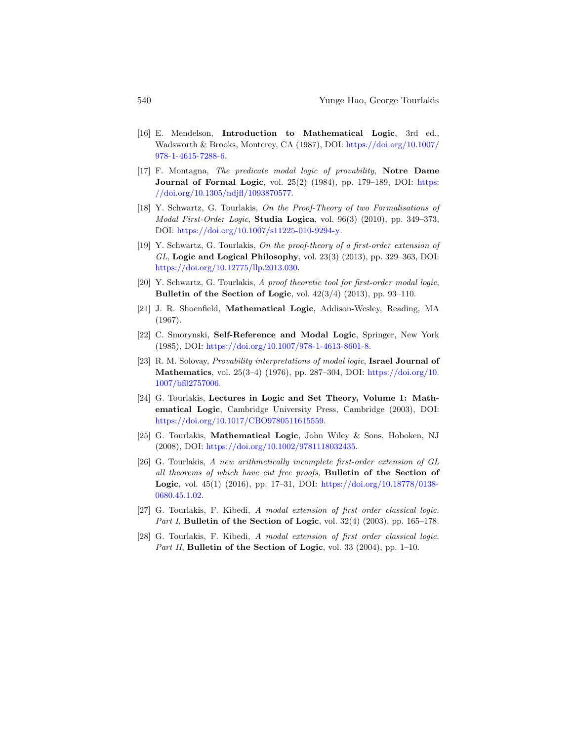[16] E. Mendelson, **Introduction to Mathematical Logic**, 3rd ed., Wadsworth & Brooks, Monterey, CA (1987), DOI: https://doi.org/10.1007/978-1-4615-7288-6.

[17] F. Montagna, *The predicate modal logic of provability*, **Notre Dame Journal of Formal Logic**, vol. 25(2) (1984), pp. 179–189, DOI: https://doi.org/10.1305/ndjfl/1093870577.

[18] Y. Schwartz, G. Tourlakis, *On the Proof-Theory of two Formalisations of Modal First-Order Logic*, **Studia Logica**, vol. 96(3) (2010), pp. 349–373, DOI: https://doi.org/10.1007/s11225-010-9294-y.

[19] Y. Schwartz, G. Tourlakis, *On the proof-theory of a first-order extension of GL*, **Logic and Logical Philosophy**, vol. 23(3) (2013), pp. 329–363, DOI: https://doi.org/10.12775/llp.2013.030.

[20] Y. Schwartz, G. Tourlakis, *A proof theoretic tool for first-order modal logic*, **Bulletin of the Section of Logic**, vol. 42(3/4) (2013), pp. 93–110.

[21] J. R. Shoenfield, **Mathematical Logic**, Addison-Wesley, Reading, MA (1967).

[22] C. Smorynski, **Self-Reference and Modal Logic**, Springer, New York (1985), DOI: https://doi.org/10.1007/978-1-4613-8601-8.

[23] R. M. Solovay, *Provability interpretations of modal logic*, **Israel Journal of Mathematics**, vol. 25(3–4) (1976), pp. 287–304, DOI: https://doi.org/10.1007/bf02757006.

[24] G. Tourlakis, **Lectures in Logic and Set Theory, Volume 1: Mathematical Logic**, Cambridge University Press, Cambridge (2003), DOI: https://doi.org/10.1017/CBO9780511615559.

[25] G. Tourlakis, **Mathematical Logic**, John Wiley & Sons, Hoboken, NJ (2008), DOI: https://doi.org/10.1002/9781118032435.

[26] G. Tourlakis, *A new arithmetically incomplete first-order extension of GL all theorems of which have cut free proofs*, **Bulletin of the Section of Logic**, vol. 45(1) (2016), pp. 17–31, DOI: https://doi.org/10.18778/0138-0680.45.1.02.

[27] G. Tourlakis, F. Kibedi, *A modal extension of first order classical logic. Part I*, **Bulletin of the Section of Logic**, vol. 32(4) (2003), pp. 165–178.

[28] G. Tourlakis, F. Kibedi, *A modal extension of first order classical logic. Part II*, **Bulletin of the Section of Logic**, vol. 33 (2004), pp. 1–10.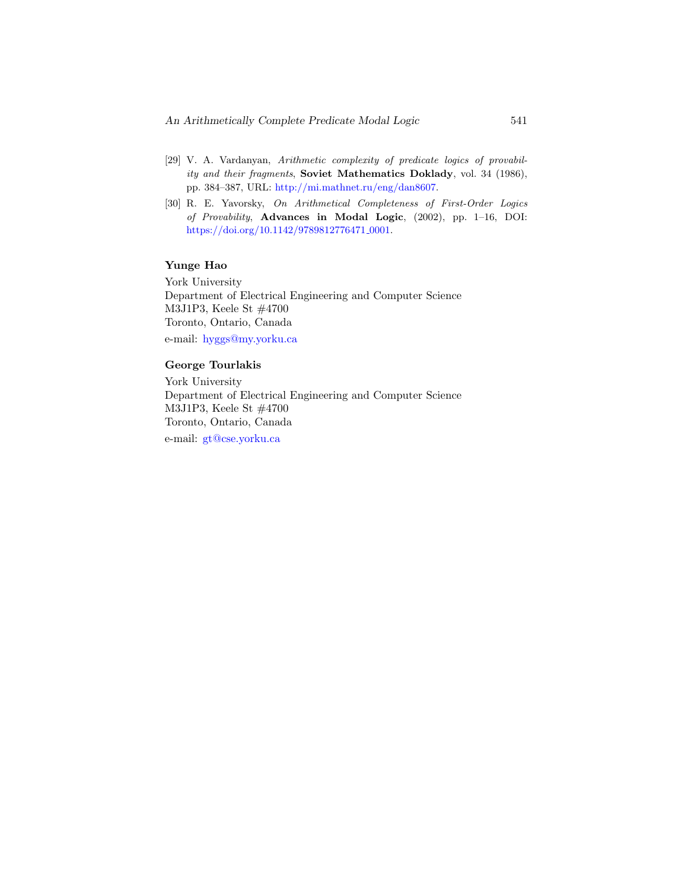[29] V. A. Vardanyan, *Arithmetic complexity of predicate logics of provability and their fragments*, **Soviet Mathematics Doklady**, vol. 34 (1986), pp. 384–387, URL: http://mi.mathnet.ru/eng/dan8607.

[30] R. E. Yavorsky, *On Arithmetical Completeness of First-Order Logics of Provability*, **Advances in Modal Logic**, (2002), pp. 1–16, DOI: https://doi.org/10.1142/9789812776471_0001.

**Yunge Hao**
York University
Department of Electrical Engineering and Computer Science
M3J1P3, Keele St #4700
Toronto, Ontario, Canada
e-mail: hyggs@my.yorku.ca

**George Tourlakis**
York University
Department of Electrical Engineering and Computer Science
M3J1P3, Keele St #4700
Toronto, Ontario, Canada
e-mail: gt@cse.yorku.ca